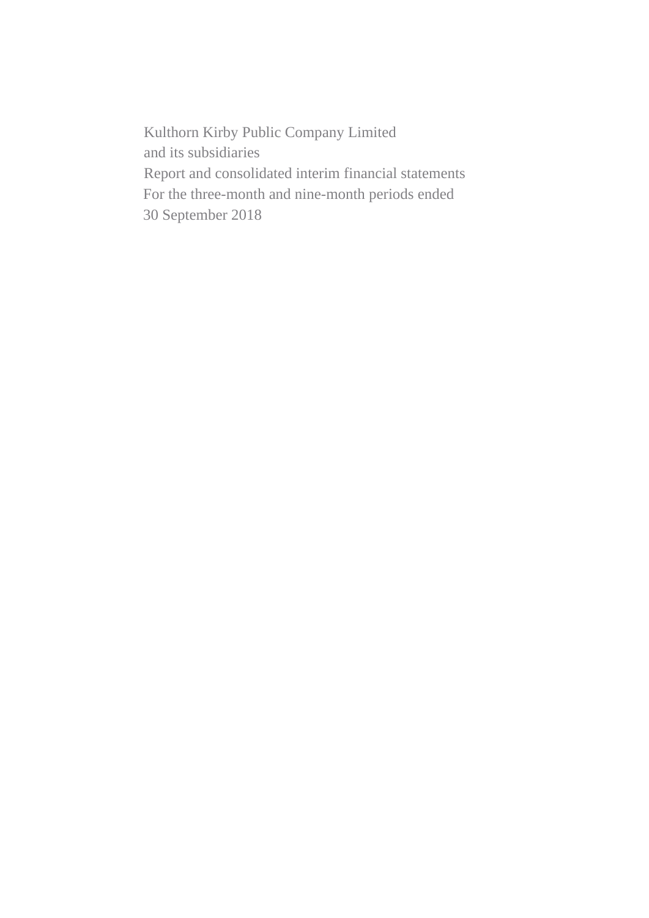Kulthorn Kirby Public Company Limited
and its subsidiaries
Report and consolidated interim financial statements
For the three-month and nine-month periods ended
30 September 2018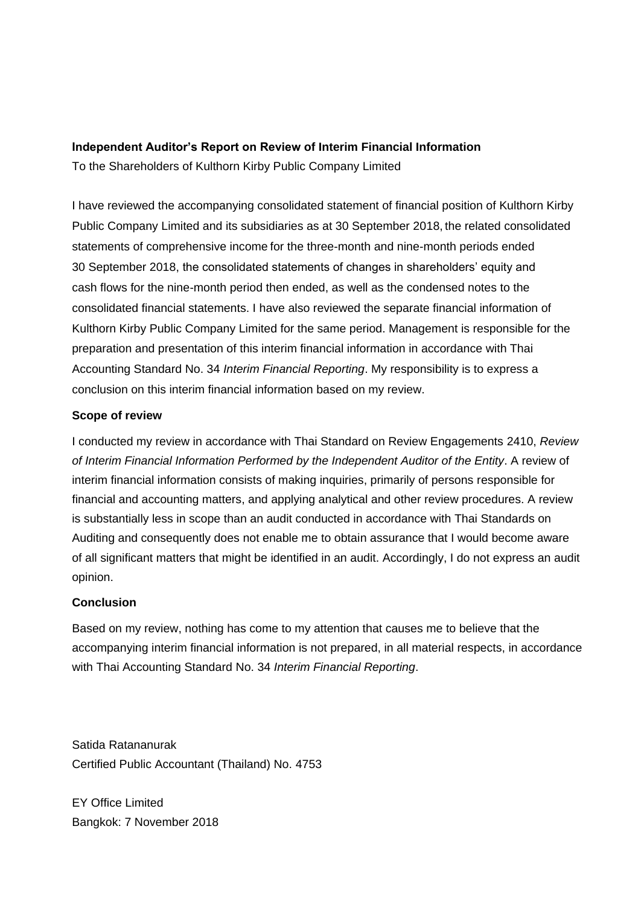**Independent Auditor's Report on Review of Interim Financial Information**

To the Shareholders of Kulthorn Kirby Public Company Limited

I have reviewed the accompanying consolidated statement of financial position of Kulthorn Kirby Public Company Limited and its subsidiaries as at 30 September 2018, the related consolidated statements of comprehensive income for the three-month and nine-month periods ended 30 September 2018, the consolidated statements of changes in shareholders' equity and cash flows for the nine-month period then ended, as well as the condensed notes to the consolidated financial statements. I have also reviewed the separate financial information of Kulthorn Kirby Public Company Limited for the same period. Management is responsible for the preparation and presentation of this interim financial information in accordance with Thai Accounting Standard No. 34 *Interim Financial Reporting*. My responsibility is to express a conclusion on this interim financial information based on my review.

**Scope of review**

I conducted my review in accordance with Thai Standard on Review Engagements 2410, *Review of Interim Financial Information Performed by the Independent Auditor of the Entity*. A review of interim financial information consists of making inquiries, primarily of persons responsible for financial and accounting matters, and applying analytical and other review procedures. A review is substantially less in scope than an audit conducted in accordance with Thai Standards on Auditing and consequently does not enable me to obtain assurance that I would become aware of all significant matters that might be identified in an audit. Accordingly, I do not express an audit opinion.

**Conclusion**

Based on my review, nothing has come to my attention that causes me to believe that the accompanying interim financial information is not prepared, in all material respects, in accordance with Thai Accounting Standard No. 34 *Interim Financial Reporting*.

Satida Ratananurak
Certified Public Accountant (Thailand) No. 4753

EY Office Limited
Bangkok: 7 November 2018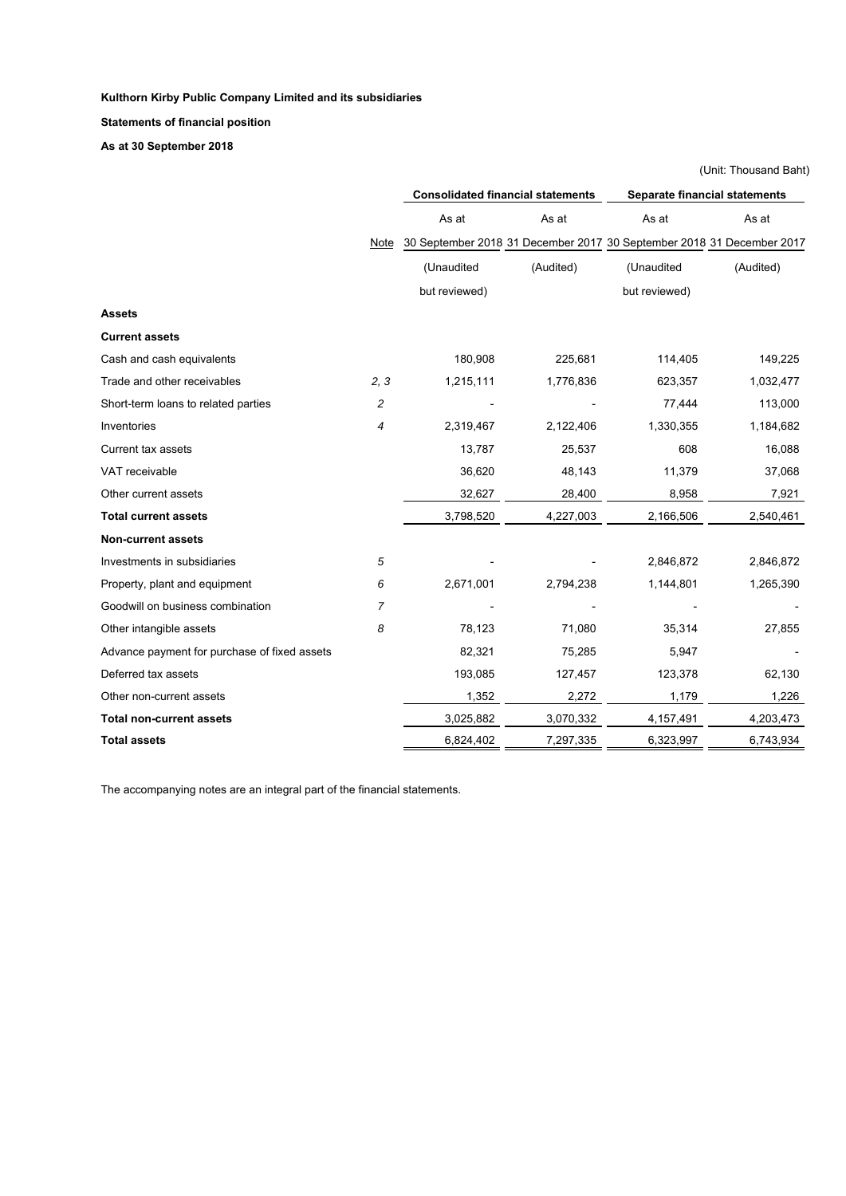**Kulthorn Kirby Public Company Limited and its subsidiaries**

**Statements of financial position**

**As at 30 September 2018**

(Unit: Thousand Baht)

| | Note | Consolidated financial statements | | Separate financial statements | |
|---|---|---|---|---|---|
| | | As at 30 September 2018 (Unaudited but reviewed) | As at 31 December 2017 (Audited) | As at 30 September 2018 (Unaudited but reviewed) | As at 31 December 2017 (Audited) |
| **Assets** | | | | | |
| **Current assets** | | | | | |
| Cash and cash equivalents | | 180,908 | 225,681 | 114,405 | 149,225 |
| Trade and other receivables | *2, 3* | 1,215,111 | 1,776,836 | 623,357 | 1,032,477 |
| Short-term loans to related parties | *2* | - | - | 77,444 | 113,000 |
| Inventories | *4* | 2,319,467 | 2,122,406 | 1,330,355 | 1,184,682 |
| Current tax assets | | 13,787 | 25,537 | 608 | 16,088 |
| VAT receivable | | 36,620 | 48,143 | 11,379 | 37,068 |
| Other current assets | | 32,627 | 28,400 | 8,958 | 7,921 |
| **Total current assets** | | 3,798,520 | 4,227,003 | 2,166,506 | 2,540,461 |
| **Non-current assets** | | | | | |
| Investments in subsidiaries | *5* | - | - | 2,846,872 | 2,846,872 |
| Property, plant and equipment | *6* | 2,671,001 | 2,794,238 | 1,144,801 | 1,265,390 |
| Goodwill on business combination | *7* | - | - | - | - |
| Other intangible assets | *8* | 78,123 | 71,080 | 35,314 | 27,855 |
| Advance payment for purchase of fixed assets | | 82,321 | 75,285 | 5,947 | - |
| Deferred tax assets | | 193,085 | 127,457 | 123,378 | 62,130 |
| Other non-current assets | | 1,352 | 2,272 | 1,179 | 1,226 |
| **Total non-current assets** | | 3,025,882 | 3,070,332 | 4,157,491 | 4,203,473 |
| **Total assets** | | 6,824,402 | 7,297,335 | 6,323,997 | 6,743,934 |

The accompanying notes are an integral part of the financial statements.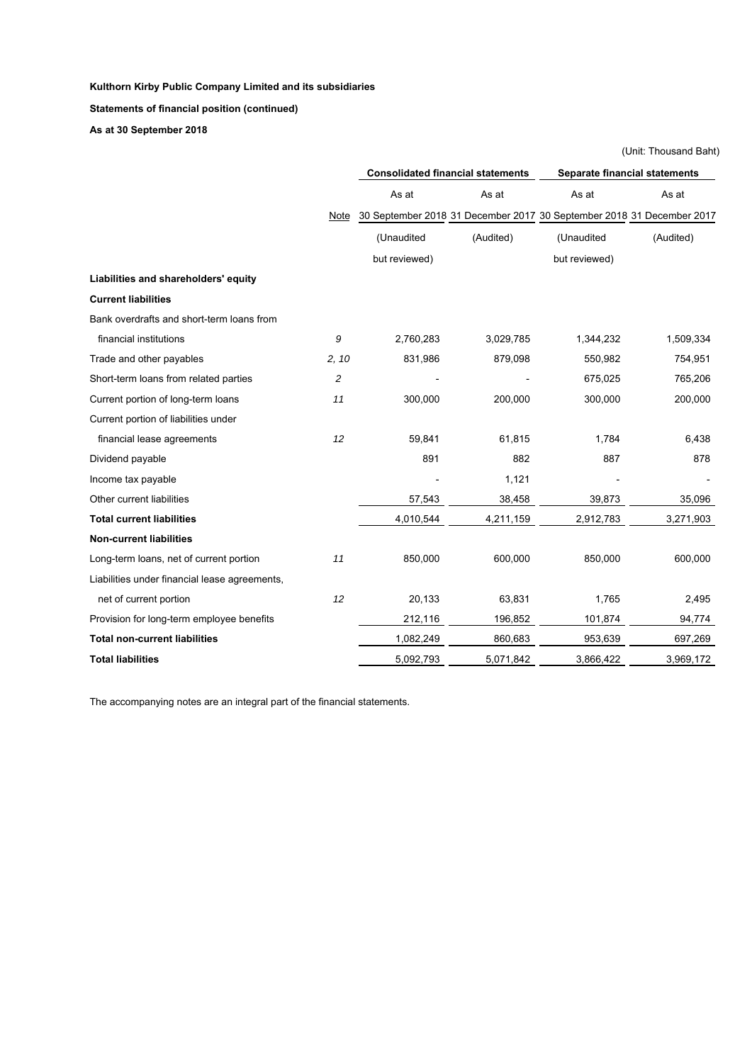**Kulthorn Kirby Public Company Limited and its subsidiaries**

**Statements of financial position (continued)**

**As at 30 September 2018**

(Unit: Thousand Baht)

| | | Consolidated financial statements | | Separate financial statements | |
|---|---|---|---|---|---|
| | Note | As at 30 September 2018 (Unaudited but reviewed) | As at 31 December 2017 (Audited) | As at 30 September 2018 (Unaudited but reviewed) | As at 31 December 2017 (Audited) |
| **Liabilities and shareholders' equity** | | | | | |
| **Current liabilities** | | | | | |
| Bank overdrafts and short-term loans from financial institutions | 9 | 2,760,283 | 3,029,785 | 1,344,232 | 1,509,334 |
| Trade and other payables | 2, 10 | 831,986 | 879,098 | 550,982 | 754,951 |
| Short-term loans from related parties | 2 | - | - | 675,025 | 765,206 |
| Current portion of long-term loans | 11 | 300,000 | 200,000 | 300,000 | 200,000 |
| Current portion of liabilities under financial lease agreements | 12 | 59,841 | 61,815 | 1,784 | 6,438 |
| Dividend payable | | 891 | 882 | 887 | 878 |
| Income tax payable | | - | 1,121 | - | - |
| Other current liabilities | | 57,543 | 38,458 | 39,873 | 35,096 |
| **Total current liabilities** | | 4,010,544 | 4,211,159 | 2,912,783 | 3,271,903 |
| **Non-current liabilities** | | | | | |
| Long-term loans, net of current portion | 11 | 850,000 | 600,000 | 850,000 | 600,000 |
| Liabilities under financial lease agreements, net of current portion | 12 | 20,133 | 63,831 | 1,765 | 2,495 |
| Provision for long-term employee benefits | | 212,116 | 196,852 | 101,874 | 94,774 |
| **Total non-current liabilities** | | 1,082,249 | 860,683 | 953,639 | 697,269 |
| **Total liabilities** | | 5,092,793 | 5,071,842 | 3,866,422 | 3,969,172 |

The accompanying notes are an integral part of the financial statements.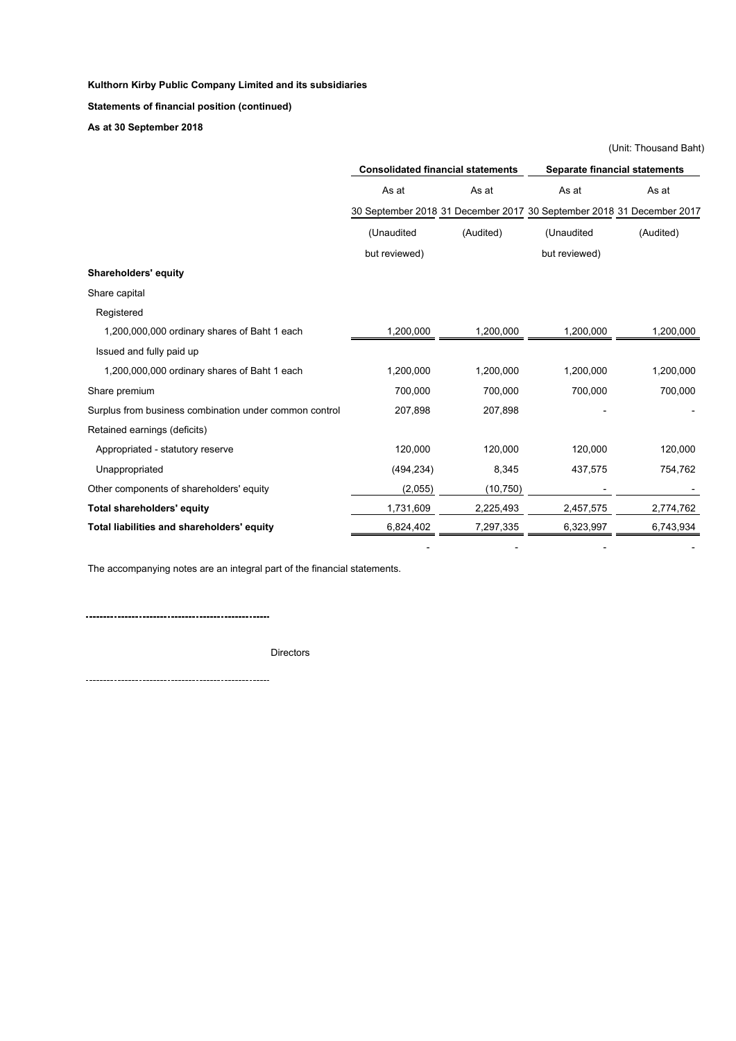**Kulthorn Kirby Public Company Limited and its subsidiaries**

**Statements of financial position (continued)**

**As at 30 September 2018**

(Unit: Thousand Baht)

| | Consolidated financial statements | | Separate financial statements | |
|---|---|---|---|---|
| | As at | As at | As at | As at |
| | 30 September 2018 | 31 December 2017 | 30 September 2018 | 31 December 2017 |
| | (Unaudited but reviewed) | (Audited) | (Unaudited but reviewed) | (Audited) |
| **Shareholders' equity** | | | | |
| Share capital | | | | |
| Registered | | | | |
| 1,200,000,000 ordinary shares of Baht 1 each | 1,200,000 | 1,200,000 | 1,200,000 | 1,200,000 |
| Issued and fully paid up | | | | |
| 1,200,000,000 ordinary shares of Baht 1 each | 1,200,000 | 1,200,000 | 1,200,000 | 1,200,000 |
| Share premium | 700,000 | 700,000 | 700,000 | 700,000 |
| Surplus from business combination under common control | 207,898 | 207,898 | - | - |
| Retained earnings (deficits) | | | | |
| Appropriated - statutory reserve | 120,000 | 120,000 | 120,000 | 120,000 |
| Unappropriated | (494,234) | 8,345 | 437,575 | 754,762 |
| Other components of shareholders' equity | (2,055) | (10,750) | - | - |
| **Total shareholders' equity** | 1,731,609 | 2,225,493 | 2,457,575 | 2,774,762 |
| **Total liabilities and shareholders' equity** | 6,824,402 | 7,297,335 | 6,323,997 | 6,743,934 |
| | - | - | - | - |

The accompanying notes are an integral part of the financial statements.

Directors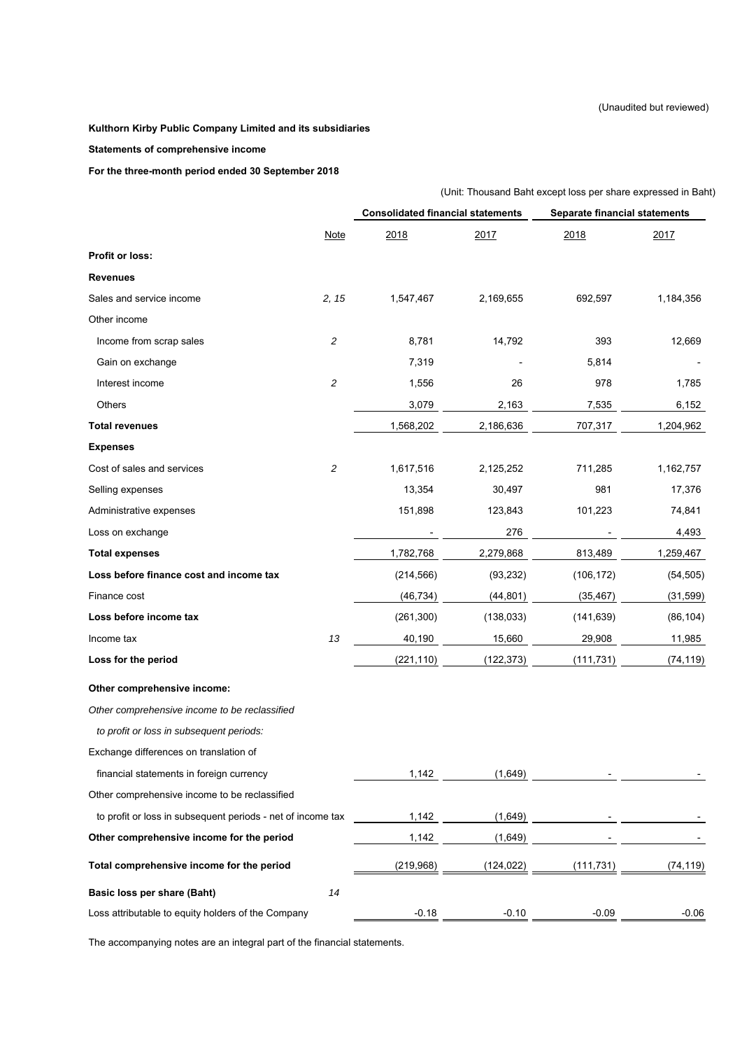(Unaudited but reviewed)

**Kulthorn Kirby Public Company Limited and its subsidiaries**

**Statements of comprehensive income**

**For the three-month period ended 30 September 2018**

(Unit: Thousand Baht except loss per share expressed in Baht)

| | | Consolidated financial statements | | Separate financial statements | |
|---|---|---|---|---|---|
| | Note | 2018 | 2017 | 2018 | 2017 |
| **Profit or loss:** | | | | | |
| **Revenues** | | | | | |
| Sales and service income | 2, 15 | 1,547,467 | 2,169,655 | 692,597 | 1,184,356 |
| Other income | | | | | |
| Income from scrap sales | 2 | 8,781 | 14,792 | 393 | 12,669 |
| Gain on exchange | | 7,319 | - | 5,814 | - |
| Interest income | 2 | 1,556 | 26 | 978 | 1,785 |
| Others | | 3,079 | 2,163 | 7,535 | 6,152 |
| **Total revenues** | | 1,568,202 | 2,186,636 | 707,317 | 1,204,962 |
| **Expenses** | | | | | |
| Cost of sales and services | 2 | 1,617,516 | 2,125,252 | 711,285 | 1,162,757 |
| Selling expenses | | 13,354 | 30,497 | 981 | 17,376 |
| Administrative expenses | | 151,898 | 123,843 | 101,223 | 74,841 |
| Loss on exchange | | - | 276 | - | 4,493 |
| **Total expenses** | | 1,782,768 | 2,279,868 | 813,489 | 1,259,467 |
| **Loss before finance cost and income tax** | | (214,566) | (93,232) | (106,172) | (54,505) |
| Finance cost | | (46,734) | (44,801) | (35,467) | (31,599) |
| **Loss before income tax** | | (261,300) | (138,033) | (141,639) | (86,104) |
| Income tax | 13 | 40,190 | 15,660 | 29,908 | 11,985 |
| **Loss for the period** | | (221,110) | (122,373) | (111,731) | (74,119) |
| **Other comprehensive income:** | | | | | |
| *Other comprehensive income to be reclassified* | | | | | |
| *to profit or loss in subsequent periods:* | | | | | |
| Exchange differences on translation of | | | | | |
| financial statements in foreign currency | | 1,142 | (1,649) | - | - |
| Other comprehensive income to be reclassified | | | | | |
| to profit or loss in subsequent periods - net of income tax | | 1,142 | (1,649) | - | - |
| **Other comprehensive income for the period** | | 1,142 | (1,649) | - | - |
| **Total comprehensive income for the period** | | (219,968) | (124,022) | (111,731) | (74,119) |
| **Basic loss per share (Baht)** | 14 | | | | |
| Loss attributable to equity holders of the Company | | -0.18 | -0.10 | -0.09 | -0.06 |

The accompanying notes are an integral part of the financial statements.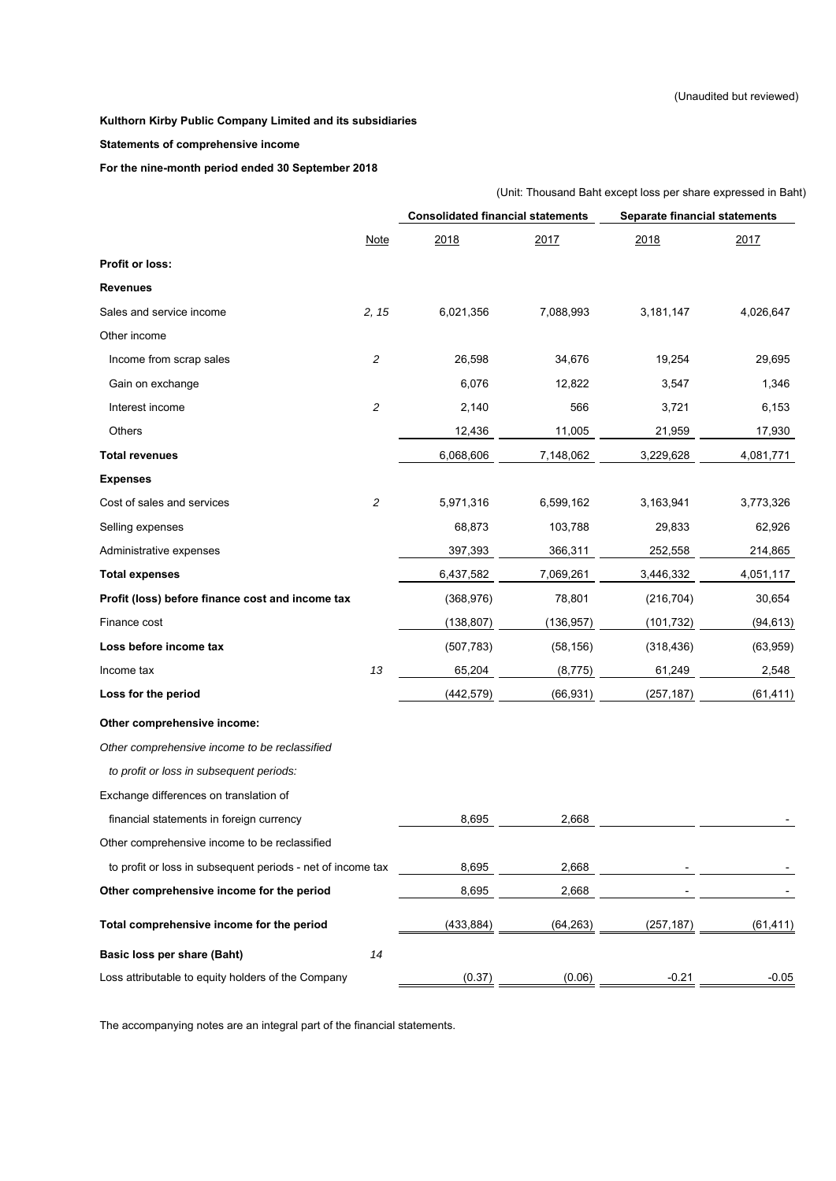(Unaudited but reviewed)

**Kulthorn Kirby Public Company Limited and its subsidiaries**

**Statements of comprehensive income**

**For the nine-month period ended 30 September 2018**

(Unit: Thousand Baht except loss per share expressed in Baht)

| | Note | Consolidated financial statements | | Separate financial statements | |
|---|---|---|---|---|---|
| | | 2018 | 2017 | 2018 | 2017 |
| **Profit or loss:** | | | | | |
| **Revenues** | | | | | |
| Sales and service income | 2, 15 | 6,021,356 | 7,088,993 | 3,181,147 | 4,026,647 |
| Other income | | | | | |
| Income from scrap sales | 2 | 26,598 | 34,676 | 19,254 | 29,695 |
| Gain on exchange | | 6,076 | 12,822 | 3,547 | 1,346 |
| Interest income | 2 | 2,140 | 566 | 3,721 | 6,153 |
| Others | | 12,436 | 11,005 | 21,959 | 17,930 |
| **Total revenues** | | 6,068,606 | 7,148,062 | 3,229,628 | 4,081,771 |
| **Expenses** | | | | | |
| Cost of sales and services | 2 | 5,971,316 | 6,599,162 | 3,163,941 | 3,773,326 |
| Selling expenses | | 68,873 | 103,788 | 29,833 | 62,926 |
| Administrative expenses | | 397,393 | 366,311 | 252,558 | 214,865 |
| **Total expenses** | | 6,437,582 | 7,069,261 | 3,446,332 | 4,051,117 |
| **Profit (loss) before finance cost and income tax** | | (368,976) | 78,801 | (216,704) | 30,654 |
| Finance cost | | (138,807) | (136,957) | (101,732) | (94,613) |
| **Loss before income tax** | | (507,783) | (58,156) | (318,436) | (63,959) |
| Income tax | 13 | 65,204 | (8,775) | 61,249 | 2,548 |
| **Loss for the period** | | (442,579) | (66,931) | (257,187) | (61,411) |
| **Other comprehensive income:** | | | | | |
| *Other comprehensive income to be reclassified* | | | | | |
| *to profit or loss in subsequent periods:* | | | | | |
| Exchange differences on translation of | | | | | |
| financial statements in foreign currency | | 8,695 | 2,668 | | - |
| Other comprehensive income to be reclassified | | | | | |
| to profit or loss in subsequent periods - net of income tax | | 8,695 | 2,668 | - | - |
| **Other comprehensive income for the period** | | 8,695 | 2,668 | - | - |
| **Total comprehensive income for the period** | | (433,884) | (64,263) | (257,187) | (61,411) |
| **Basic loss per share (Baht)** | 14 | | | | |
| Loss attributable to equity holders of the Company | | (0.37) | (0.06) | -0.21 | -0.05 |

The accompanying notes are an integral part of the financial statements.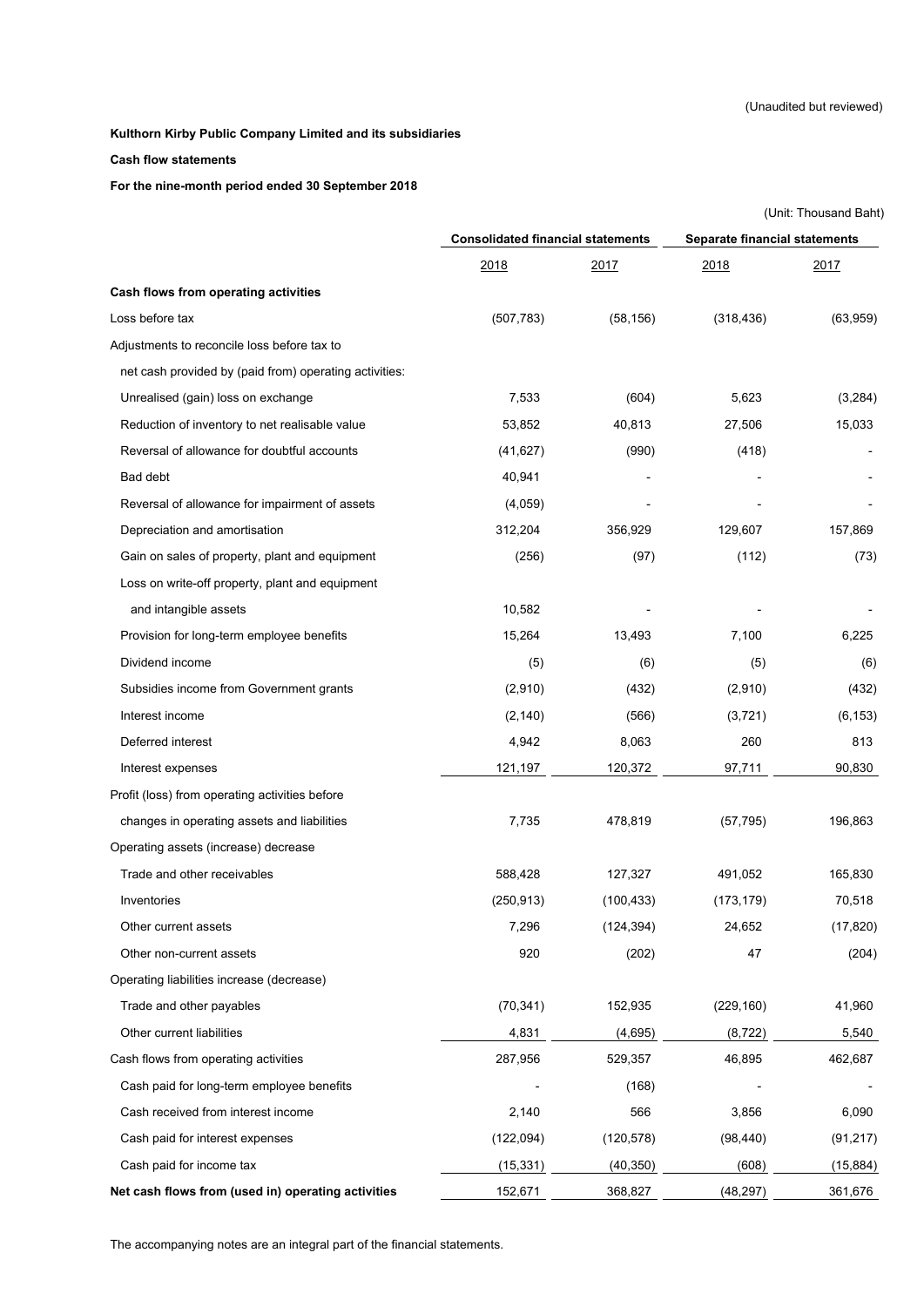(Unaudited but reviewed)

**Kulthorn Kirby Public Company Limited and its subsidiaries**

**Cash flow statements**

**For the nine-month period ended 30 September 2018**

(Unit: Thousand Baht)

| | Consolidated financial statements | | Separate financial statements | |
|---|---|---|---|---|
| | 2018 | 2017 | 2018 | 2017 |
| **Cash flows from operating activities** | | | | |
| Loss before tax | (507,783) | (58,156) | (318,436) | (63,959) |
| Adjustments to reconcile loss before tax to | | | | |
| net cash provided by (paid from) operating activities: | | | | |
| Unrealised (gain) loss on exchange | 7,533 | (604) | 5,623 | (3,284) |
| Reduction of inventory to net realisable value | 53,852 | 40,813 | 27,506 | 15,033 |
| Reversal of allowance for doubtful accounts | (41,627) | (990) | (418) | - |
| Bad debt | 40,941 | - | - | - |
| Reversal of allowance for impairment of assets | (4,059) | - | - | - |
| Depreciation and amortisation | 312,204 | 356,929 | 129,607 | 157,869 |
| Gain on sales of property, plant and equipment | (256) | (97) | (112) | (73) |
| Loss on write-off property, plant and equipment and intangible assets | 10,582 | - | - | - |
| Provision for long-term employee benefits | 15,264 | 13,493 | 7,100 | 6,225 |
| Dividend income | (5) | (6) | (5) | (6) |
| Subsidies income from Government grants | (2,910) | (432) | (2,910) | (432) |
| Interest income | (2,140) | (566) | (3,721) | (6,153) |
| Deferred interest | 4,942 | 8,063 | 260 | 813 |
| Interest expenses | 121,197 | 120,372 | 97,711 | 90,830 |
| Profit (loss) from operating activities before changes in operating assets and liabilities | 7,735 | 478,819 | (57,795) | 196,863 |
| Operating assets (increase) decrease | | | | |
| Trade and other receivables | 588,428 | 127,327 | 491,052 | 165,830 |
| Inventories | (250,913) | (100,433) | (173,179) | 70,518 |
| Other current assets | 7,296 | (124,394) | 24,652 | (17,820) |
| Other non-current assets | 920 | (202) | 47 | (204) |
| Operating liabilities increase (decrease) | | | | |
| Trade and other payables | (70,341) | 152,935 | (229,160) | 41,960 |
| Other current liabilities | 4,831 | (4,695) | (8,722) | 5,540 |
| Cash flows from operating activities | 287,956 | 529,357 | 46,895 | 462,687 |
| Cash paid for long-term employee benefits | - | (168) | - | - |
| Cash received from interest income | 2,140 | 566 | 3,856 | 6,090 |
| Cash paid for interest expenses | (122,094) | (120,578) | (98,440) | (91,217) |
| Cash paid for income tax | (15,331) | (40,350) | (608) | (15,884) |
| **Net cash flows from (used in) operating activities** | 152,671 | 368,827 | (48,297) | 361,676 |

The accompanying notes are an integral part of the financial statements.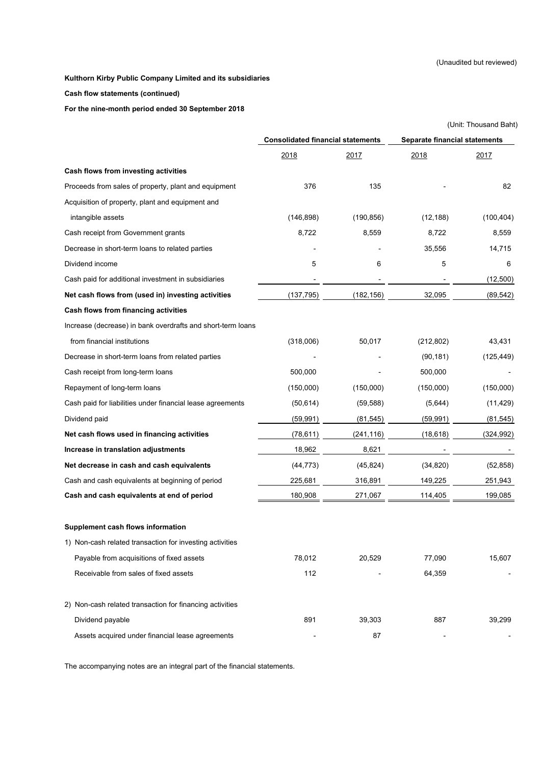(Unaudited but reviewed)

**Kulthorn Kirby Public Company Limited and its subsidiaries**

**Cash flow statements (continued)**

**For the nine-month period ended 30 September 2018**

(Unit: Thousand Baht)

| | Consolidated financial statements | | Separate financial statements | |
|---|---|---|---|---|
| | 2018 | 2017 | 2018 | 2017 |
| **Cash flows from investing activities** | | | | |
| Proceeds from sales of property, plant and equipment | 376 | 135 | - | 82 |
| Acquisition of property, plant and equipment and intangible assets | (146,898) | (190,856) | (12,188) | (100,404) |
| Cash receipt from Government grants | 8,722 | 8,559 | 8,722 | 8,559 |
| Decrease in short-term loans to related parties | - | - | 35,556 | 14,715 |
| Dividend income | 5 | 6 | 5 | 6 |
| Cash paid for additional investment in subsidiaries | - | - | - | (12,500) |
| **Net cash flows from (used in) investing activities** | (137,795) | (182,156) | 32,095 | (89,542) |
| **Cash flows from financing activities** | | | | |
| Increase (decrease) in bank overdrafts and short-term loans from financial institutions | (318,006) | 50,017 | (212,802) | 43,431 |
| Decrease in short-term loans from related parties | - | - | (90,181) | (125,449) |
| Cash receipt from long-term loans | 500,000 | - | 500,000 | - |
| Repayment of long-term loans | (150,000) | (150,000) | (150,000) | (150,000) |
| Cash paid for liabilities under financial lease agreements | (50,614) | (59,588) | (5,644) | (11,429) |
| Dividend paid | (59,991) | (81,545) | (59,991) | (81,545) |
| **Net cash flows used in financing activities** | (78,611) | (241,116) | (18,618) | (324,992) |
| **Increase in translation adjustments** | 18,962 | 8,621 | - | - |
| **Net decrease in cash and cash equivalents** | (44,773) | (45,824) | (34,820) | (52,858) |
| Cash and cash equivalents at beginning of period | 225,681 | 316,891 | 149,225 | 251,943 |
| **Cash and cash equivalents at end of period** | 180,908 | 271,067 | 114,405 | 199,085 |
| | | | | |
| **Supplement cash flows information** | | | | |
| 1) Non-cash related transaction for investing activities | | | | |
| Payable from acquisitions of fixed assets | 78,012 | 20,529 | 77,090 | 15,607 |
| Receivable from sales of fixed assets | 112 | - | 64,359 | - |
| 2) Non-cash related transaction for financing activities | | | | |
| Dividend payable | 891 | 39,303 | 887 | 39,299 |
| Assets acquired under financial lease agreements | - | 87 | - | - |

The accompanying notes are an integral part of the financial statements.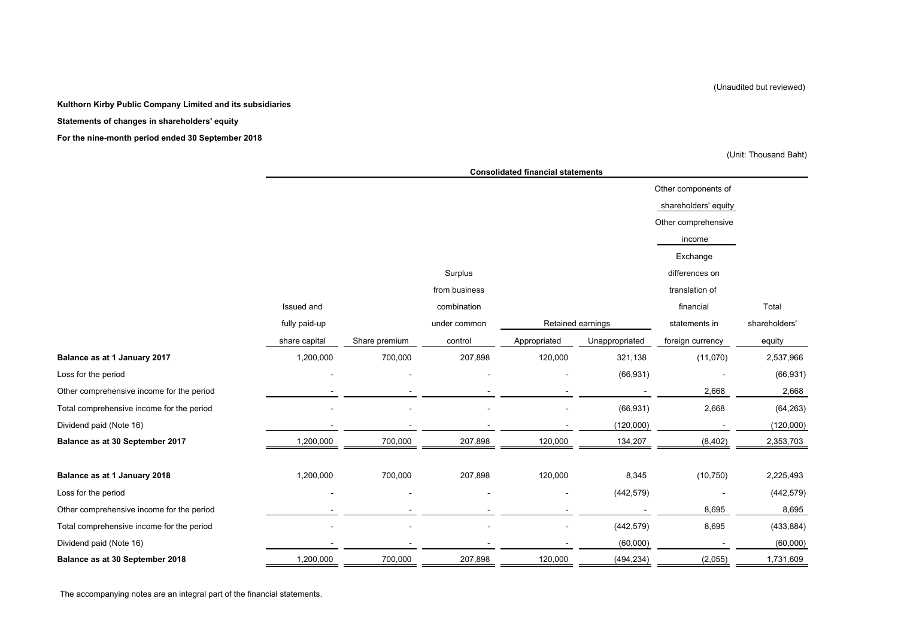(Unaudited but reviewed)

**Kulthorn Kirby Public Company Limited and its subsidiaries**

**Statements of changes in shareholders' equity**

**For the nine-month period ended 30 September 2018**

(Unit: Thousand Baht)

| | Consolidated financial statements | | | | | | |
|---|---|---|---|---|---|---|---|
| | | | | | | Other components of shareholders' equity | |
| | | | | | | Other comprehensive income | |
| | Issued and fully paid-up share capital | Share premium | Surplus from business combination under common control | Retained earnings | | Exchange differences on translation of financial statements in foreign currency | Total shareholders' equity |
| | | | | Appropriated | Unappropriated | | |
| **Balance as at 1 January 2017** | 1,200,000 | 700,000 | 207,898 | 120,000 | 321,138 | (11,070) | 2,537,966 |
| Loss for the period | - | - | - | - | (66,931) | - | (66,931) |
| Other comprehensive income for the period | - | - | - | - | - | 2,668 | 2,668 |
| Total comprehensive income for the period | - | - | - | - | (66,931) | 2,668 | (64,263) |
| Dividend paid (Note 16) | - | - | - | - | (120,000) | - | (120,000) |
| **Balance as at 30 September 2017** | 1,200,000 | 700,000 | 207,898 | 120,000 | 134,207 | (8,402) | 2,353,703 |
| | | | | | | | |
| **Balance as at 1 January 2018** | 1,200,000 | 700,000 | 207,898 | 120,000 | 8,345 | (10,750) | 2,225,493 |
| Loss for the period | - | - | - | - | (442,579) | - | (442,579) |
| Other comprehensive income for the period | - | - | - | - | - | 8,695 | 8,695 |
| Total comprehensive income for the period | - | - | - | - | (442,579) | 8,695 | (433,884) |
| Dividend paid (Note 16) | - | - | - | - | (60,000) | - | (60,000) |
| **Balance as at 30 September 2018** | 1,200,000 | 700,000 | 207,898 | 120,000 | (494,234) | (2,055) | 1,731,609 |

The accompanying notes are an integral part of the financial statements.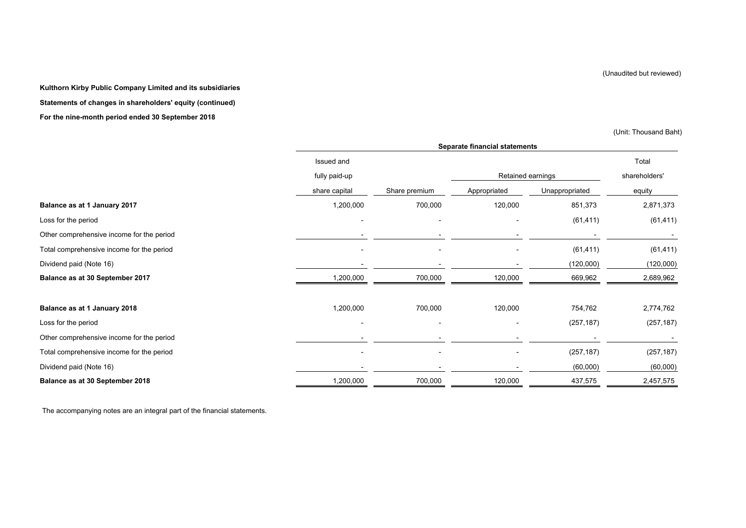(Unaudited but reviewed)

**Kulthorn Kirby Public Company Limited and its subsidiaries**

**Statements of changes in shareholders' equity (continued)**

**For the nine-month period ended 30 September 2018**

(Unit: Thousand Baht)

| | Separate financial statements | | | | |
|---|---|---|---|---|---|
| | Issued and fully paid-up share capital | Share premium | Retained earnings | | Total shareholders' equity |
| | | | Appropriated | Unappropriated | |
| **Balance as at 1 January 2017** | 1,200,000 | 700,000 | 120,000 | 851,373 | 2,871,373 |
| Loss for the period | - | - | - | (61,411) | (61,411) |
| Other comprehensive income for the period | - | - | - | - | - |
| Total comprehensive income for the period | - | - | - | (61,411) | (61,411) |
| Dividend paid (Note 16) | - | - | - | (120,000) | (120,000) |
| **Balance as at 30 September 2017** | 1,200,000 | 700,000 | 120,000 | 669,962 | 2,689,962 |
| | | | | | |
| **Balance as at 1 January 2018** | 1,200,000 | 700,000 | 120,000 | 754,762 | 2,774,762 |
| Loss for the period | - | - | - | (257,187) | (257,187) |
| Other comprehensive income for the period | - | - | - | - | - |
| Total comprehensive income for the period | - | - | - | (257,187) | (257,187) |
| Dividend paid (Note 16) | - | - | - | (60,000) | (60,000) |
| **Balance as at 30 September 2018** | 1,200,000 | 700,000 | 120,000 | 437,575 | 2,457,575 |

The accompanying notes are an integral part of the financial statements.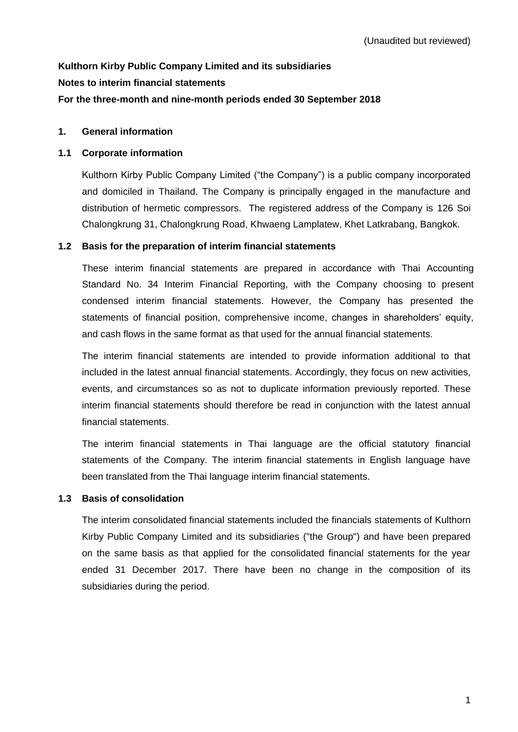(Unaudited but reviewed)

**Kulthorn Kirby Public Company Limited and its subsidiaries**

**Notes to interim financial statements**

**For the three-month and nine-month periods ended 30 September 2018**

## 1. General information

### 1.1 Corporate information

Kulthorn Kirby Public Company Limited ("the Company") is a public company incorporated and domiciled in Thailand. The Company is principally engaged in the manufacture and distribution of hermetic compressors. The registered address of the Company is 126 Soi Chalongkrung 31, Chalongkrung Road, Khwaeng Lamplatew, Khet Latkrabang, Bangkok.

### 1.2 Basis for the preparation of interim financial statements

These interim financial statements are prepared in accordance with Thai Accounting Standard No. 34 Interim Financial Reporting, with the Company choosing to present condensed interim financial statements. However, the Company has presented the statements of financial position, comprehensive income, changes in shareholders' equity, and cash flows in the same format as that used for the annual financial statements.

The interim financial statements are intended to provide information additional to that included in the latest annual financial statements. Accordingly, they focus on new activities, events, and circumstances so as not to duplicate information previously reported. These interim financial statements should therefore be read in conjunction with the latest annual financial statements.

The interim financial statements in Thai language are the official statutory financial statements of the Company. The interim financial statements in English language have been translated from the Thai language interim financial statements.

### 1.3 Basis of consolidation

The interim consolidated financial statements included the financials statements of Kulthorn Kirby Public Company Limited and its subsidiaries ("the Group") and have been prepared on the same basis as that applied for the consolidated financial statements for the year ended 31 December 2017. There have been no change in the composition of its subsidiaries during the period.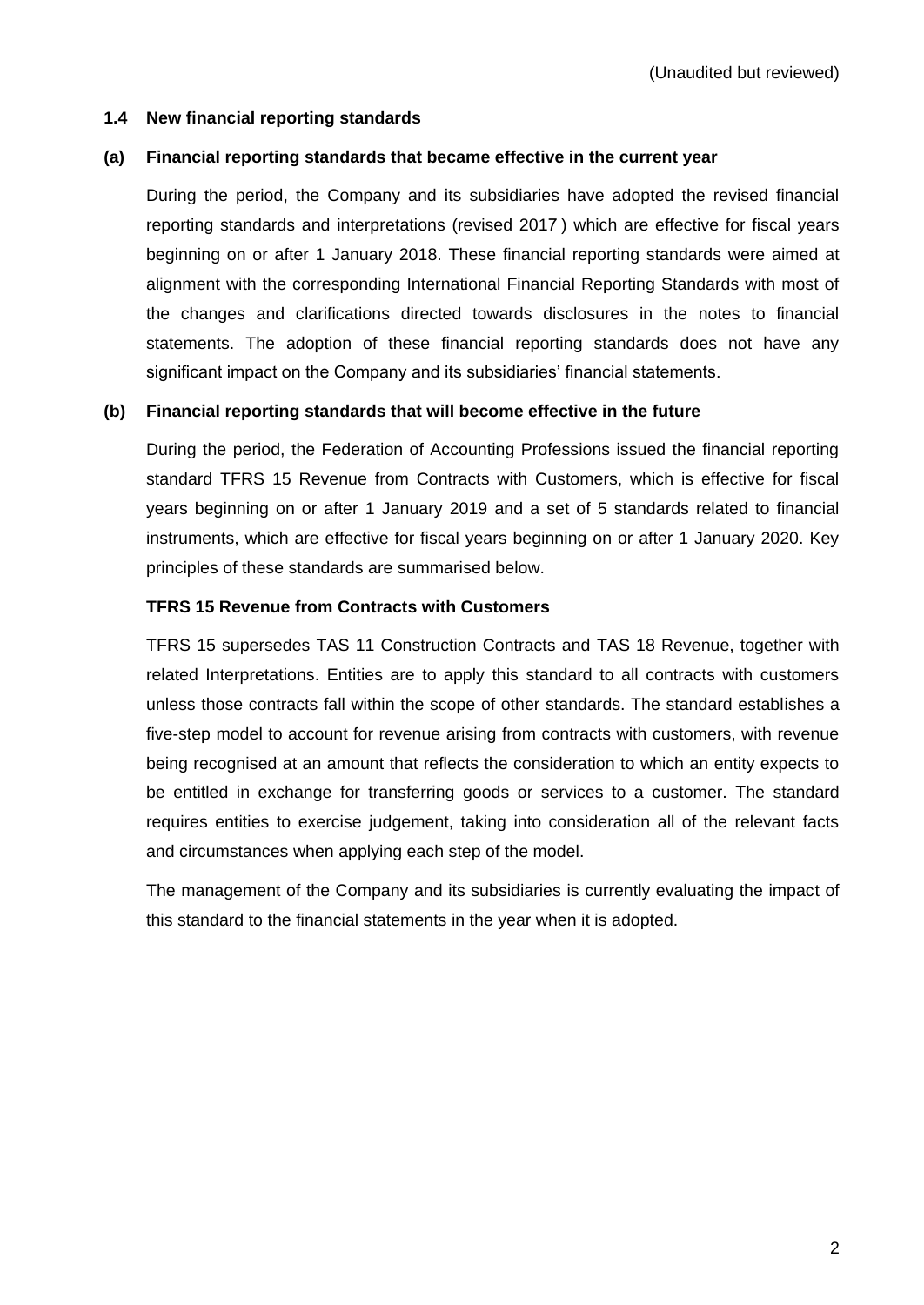(Unaudited but reviewed)

### 1.4 New financial reporting standards

#### (a) Financial reporting standards that became effective in the current year

During the period, the Company and its subsidiaries have adopted the revised financial reporting standards and interpretations (revised 2017 ) which are effective for fiscal years beginning on or after 1 January 2018. These financial reporting standards were aimed at alignment with the corresponding International Financial Reporting Standards with most of the changes and clarifications directed towards disclosures in the notes to financial statements. The adoption of these financial reporting standards does not have any significant impact on the Company and its subsidiaries' financial statements.

#### (b) Financial reporting standards that will become effective in the future

During the period, the Federation of Accounting Professions issued the financial reporting standard TFRS 15 Revenue from Contracts with Customers, which is effective for fiscal years beginning on or after 1 January 2019 and a set of 5 standards related to financial instruments, which are effective for fiscal years beginning on or after 1 January 2020. Key principles of these standards are summarised below.

**TFRS 15 Revenue from Contracts with Customers**

TFRS 15 supersedes TAS 11 Construction Contracts and TAS 18 Revenue, together with related Interpretations. Entities are to apply this standard to all contracts with customers unless those contracts fall within the scope of other standards. The standard establishes a five-step model to account for revenue arising from contracts with customers, with revenue being recognised at an amount that reflects the consideration to which an entity expects to be entitled in exchange for transferring goods or services to a customer. The standard requires entities to exercise judgement, taking into consideration all of the relevant facts and circumstances when applying each step of the model.

The management of the Company and its subsidiaries is currently evaluating the impact of this standard to the financial statements in the year when it is adopted.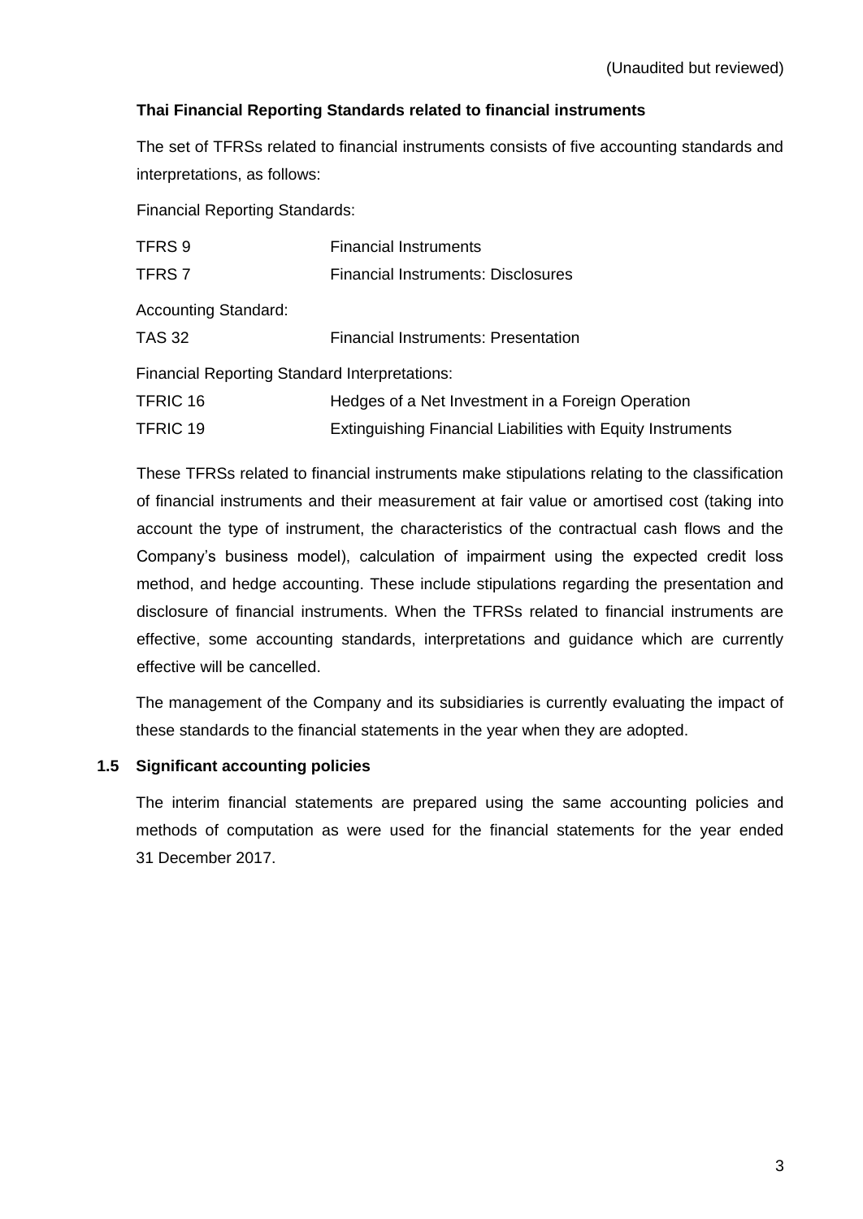(Unaudited but reviewed)

**Thai Financial Reporting Standards related to financial instruments**

The set of TFRSs related to financial instruments consists of five accounting standards and interpretations, as follows:

Financial Reporting Standards:

| | |
|---|---|
| TFRS 9 | Financial Instruments |
| TFRS 7 | Financial Instruments: Disclosures |

Accounting Standard:

| | |
|---|---|
| TAS 32 | Financial Instruments: Presentation |

Financial Reporting Standard Interpretations:

| | |
|---|---|
| TFRIC 16 | Hedges of a Net Investment in a Foreign Operation |
| TFRIC 19 | Extinguishing Financial Liabilities with Equity Instruments |

These TFRSs related to financial instruments make stipulations relating to the classification of financial instruments and their measurement at fair value or amortised cost (taking into account the type of instrument, the characteristics of the contractual cash flows and the Company's business model), calculation of impairment using the expected credit loss method, and hedge accounting. These include stipulations regarding the presentation and disclosure of financial instruments. When the TFRSs related to financial instruments are effective, some accounting standards, interpretations and guidance which are currently effective will be cancelled.

The management of the Company and its subsidiaries is currently evaluating the impact of these standards to the financial statements in the year when they are adopted.

### 1.5 Significant accounting policies

The interim financial statements are prepared using the same accounting policies and methods of computation as were used for the financial statements for the year ended 31 December 2017.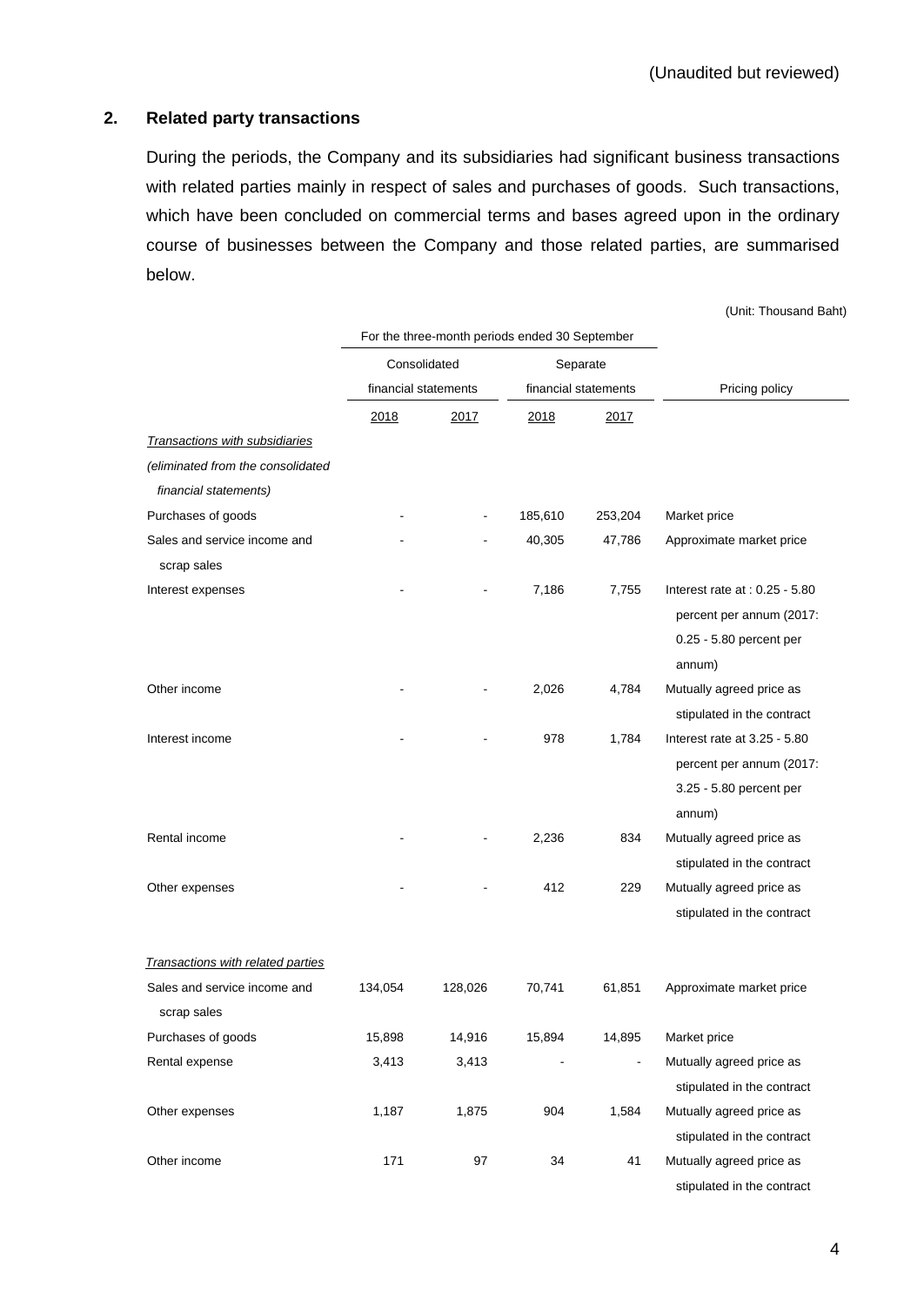(Unaudited but reviewed)

## 2. Related party transactions

During the periods, the Company and its subsidiaries had significant business transactions with related parties mainly in respect of sales and purchases of goods. Such transactions, which have been concluded on commercial terms and bases agreed upon in the ordinary course of businesses between the Company and those related parties, are summarised below.

(Unit: Thousand Baht)

| | For the three-month periods ended 30 September | | | | |
|---|---|---|---|---|---|
| | Consolidated financial statements | | Separate financial statements | | Pricing policy |
| | 2018 | 2017 | 2018 | 2017 | |
| *Transactions with subsidiaries (eliminated from the consolidated financial statements)* | | | | | |
| Purchases of goods | - | - | 185,610 | 253,204 | Market price |
| Sales and service income and scrap sales | - | - | 40,305 | 47,786 | Approximate market price |
| Interest expenses | - | - | 7,186 | 7,755 | Interest rate at : 0.25 - 5.80 percent per annum (2017: 0.25 - 5.80 percent per annum) |
| Other income | - | - | 2,026 | 4,784 | Mutually agreed price as stipulated in the contract |
| Interest income | - | - | 978 | 1,784 | Interest rate at 3.25 - 5.80 percent per annum (2017: 3.25 - 5.80 percent per annum) |
| Rental income | - | - | 2,236 | 834 | Mutually agreed price as stipulated in the contract |
| Other expenses | - | - | 412 | 229 | Mutually agreed price as stipulated in the contract |
| *Transactions with related parties* | | | | | |
| Sales and service income and scrap sales | 134,054 | 128,026 | 70,741 | 61,851 | Approximate market price |
| Purchases of goods | 15,898 | 14,916 | 15,894 | 14,895 | Market price |
| Rental expense | 3,413 | 3,413 | - | - | Mutually agreed price as stipulated in the contract |
| Other expenses | 1,187 | 1,875 | 904 | 1,584 | Mutually agreed price as stipulated in the contract |
| Other income | 171 | 97 | 34 | 41 | Mutually agreed price as stipulated in the contract |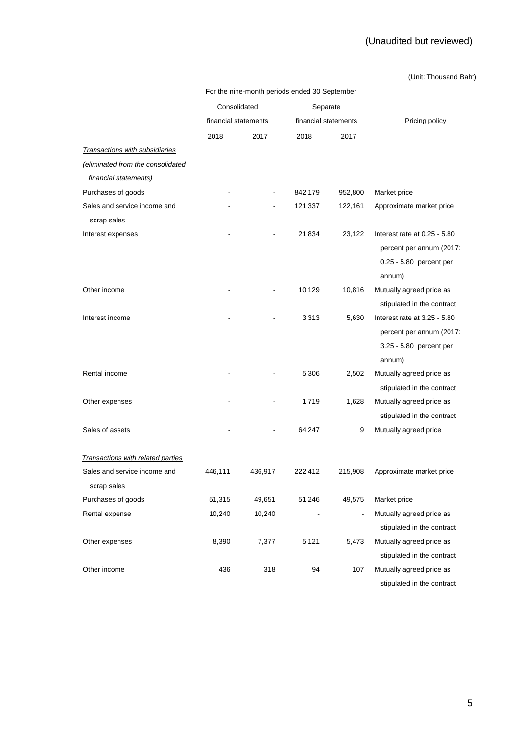(Unaudited but reviewed)

(Unit: Thousand Baht)

| | For the nine-month periods ended 30 September | | | | |
|---|---|---|---|---|---|
| | Consolidated financial statements | | Separate financial statements | | Pricing policy |
| | 2018 | 2017 | 2018 | 2017 | |
| *Transactions with subsidiaries* | | | | | |
| *(eliminated from the consolidated financial statements)* | | | | | |
| Purchases of goods | - | - | 842,179 | 952,800 | Market price |
| Sales and service income and scrap sales | - | - | 121,337 | 122,161 | Approximate market price |
| Interest expenses | - | - | 21,834 | 23,122 | Interest rate at 0.25 - 5.80 percent per annum (2017: 0.25 - 5.80 percent per annum) |
| Other income | - | - | 10,129 | 10,816 | Mutually agreed price as stipulated in the contract |
| Interest income | - | - | 3,313 | 5,630 | Interest rate at 3.25 - 5.80 percent per annum (2017: 3.25 - 5.80 percent per annum) |
| Rental income | - | - | 5,306 | 2,502 | Mutually agreed price as stipulated in the contract |
| Other expenses | - | - | 1,719 | 1,628 | Mutually agreed price as stipulated in the contract |
| Sales of assets | - | - | 64,247 | 9 | Mutually agreed price |
| *Transactions with related parties* | | | | | |
| Sales and service income and scrap sales | 446,111 | 436,917 | 222,412 | 215,908 | Approximate market price |
| Purchases of goods | 51,315 | 49,651 | 51,246 | 49,575 | Market price |
| Rental expense | 10,240 | 10,240 | - | - | Mutually agreed price as stipulated in the contract |
| Other expenses | 8,390 | 7,377 | 5,121 | 5,473 | Mutually agreed price as stipulated in the contract |
| Other income | 436 | 318 | 94 | 107 | Mutually agreed price as stipulated in the contract |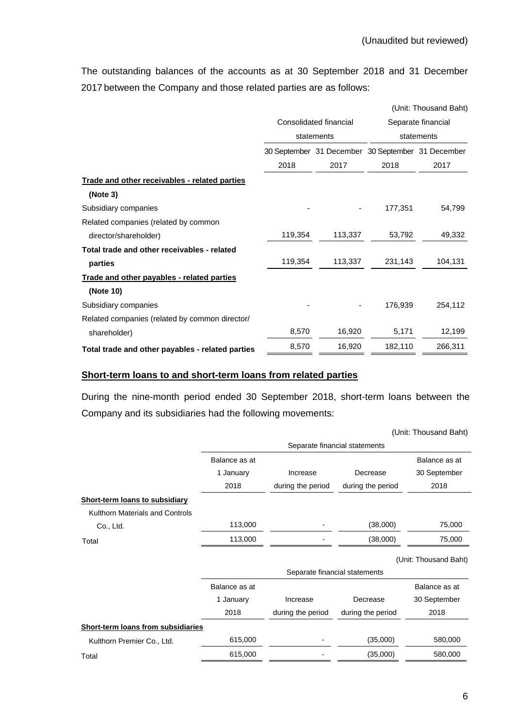(Unaudited but reviewed)

The outstanding balances of the accounts as at 30 September 2018 and 31 December 2017 between the Company and those related parties are as follows:

(Unit: Thousand Baht)

| | Consolidated financial statements | | Separate financial statements | |
|---|---|---|---|---|
| | 30 September 2018 | 31 December 2017 | 30 September 2018 | 31 December 2017 |
| **Trade and other receivables - related parties (Note 3)** | | | | |
| Subsidiary companies | - | - | 177,351 | 54,799 |
| Related companies (related by common director/shareholder) | 119,354 | 113,337 | 53,792 | 49,332 |
| **Total trade and other receivables - related parties** | 119,354 | 113,337 | 231,143 | 104,131 |
| **Trade and other payables - related parties (Note 10)** | | | | |
| Subsidiary companies | - | - | 176,939 | 254,112 |
| Related companies (related by common director/ shareholder) | 8,570 | 16,920 | 5,171 | 12,199 |
| **Total trade and other payables - related parties** | 8,570 | 16,920 | 182,110 | 266,311 |

**Short-term loans to and short-term loans from related parties**

During the nine-month period ended 30 September 2018, short-term loans between the Company and its subsidiaries had the following movements:

(Unit: Thousand Baht)

| | Separate financial statements | | | |
|---|---|---|---|---|
| | Balance as at 1 January 2018 | Increase during the period | Decrease during the period | Balance as at 30 September 2018 |
| **Short-term loans to subsidiary** | | | | |
| Kulthorn Materials and Controls Co., Ltd. | 113,000 | - | (38,000) | 75,000 |
| Total | 113,000 | - | (38,000) | 75,000 |

(Unit: Thousand Baht)

| | Separate financial statements | | | |
|---|---|---|---|---|
| | Balance as at 1 January 2018 | Increase during the period | Decrease during the period | Balance as at 30 September 2018 |
| **Short-term loans from subsidiaries** | | | | |
| Kulthorn Premier Co., Ltd. | 615,000 | - | (35,000) | 580,000 |
| Total | 615,000 | - | (35,000) | 580,000 |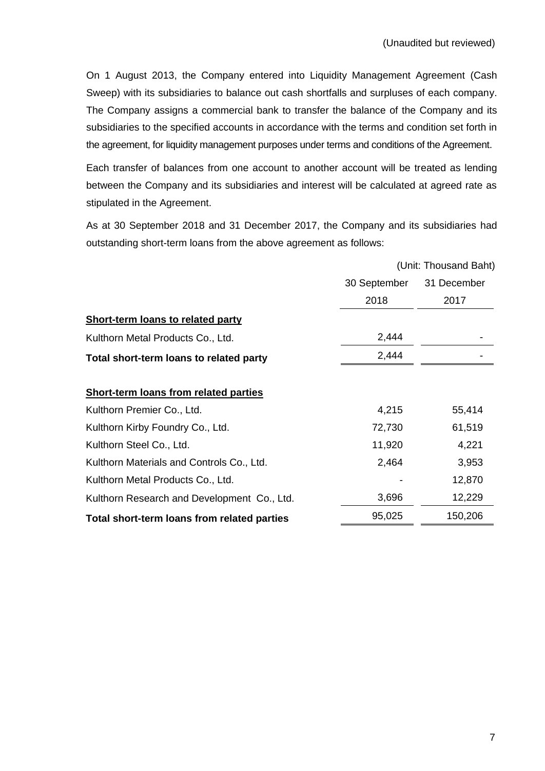(Unaudited but reviewed)

On 1 August 2013, the Company entered into Liquidity Management Agreement (Cash Sweep) with its subsidiaries to balance out cash shortfalls and surpluses of each company. The Company assigns a commercial bank to transfer the balance of the Company and its subsidiaries to the specified accounts in accordance with the terms and condition set forth in the agreement, for liquidity management purposes under terms and conditions of the Agreement.

Each transfer of balances from one account to another account will be treated as lending between the Company and its subsidiaries and interest will be calculated at agreed rate as stipulated in the Agreement.

As at 30 September 2018 and 31 December 2017, the Company and its subsidiaries had outstanding short-term loans from the above agreement as follows:

(Unit: Thousand Baht)

| | 30 September 2018 | 31 December 2017 |
|---|---|---|
| **Short-term loans to related party** | | |
| Kulthorn Metal Products Co., Ltd. | 2,444 | - |
| **Total short-term loans to related party** | 2,444 | - |
| | | |
| **Short-term loans from related parties** | | |
| Kulthorn Premier Co., Ltd. | 4,215 | 55,414 |
| Kulthorn Kirby Foundry Co., Ltd. | 72,730 | 61,519 |
| Kulthorn Steel Co., Ltd. | 11,920 | 4,221 |
| Kulthorn Materials and Controls Co., Ltd. | 2,464 | 3,953 |
| Kulthorn Metal Products Co., Ltd. | - | 12,870 |
| Kulthorn Research and Development Co., Ltd. | 3,696 | 12,229 |
| **Total short-term loans from related parties** | 95,025 | 150,206 |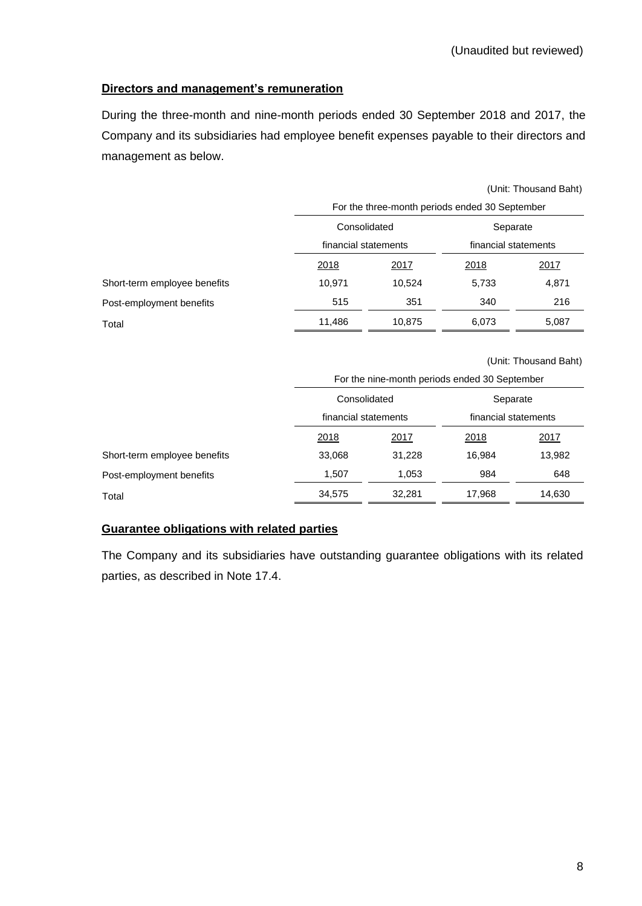(Unaudited but reviewed)

**Directors and management's remuneration**

During the three-month and nine-month periods ended 30 September 2018 and 2017, the Company and its subsidiaries had employee benefit expenses payable to their directors and management as below.

(Unit: Thousand Baht)

| | For the three-month periods ended 30 September | | | |
|---|---|---|---|---|
| | Consolidated financial statements | | Separate financial statements | |
| | 2018 | 2017 | 2018 | 2017 |
| Short-term employee benefits | 10,971 | 10,524 | 5,733 | 4,871 |
| Post-employment benefits | 515 | 351 | 340 | 216 |
| Total | 11,486 | 10,875 | 6,073 | 5,087 |

(Unit: Thousand Baht)

| | For the nine-month periods ended 30 September | | | |
|---|---|---|---|---|
| | Consolidated financial statements | | Separate financial statements | |
| | 2018 | 2017 | 2018 | 2017 |
| Short-term employee benefits | 33,068 | 31,228 | 16,984 | 13,982 |
| Post-employment benefits | 1,507 | 1,053 | 984 | 648 |
| Total | 34,575 | 32,281 | 17,968 | 14,630 |

**Guarantee obligations with related parties**

The Company and its subsidiaries have outstanding guarantee obligations with its related parties, as described in Note 17.4.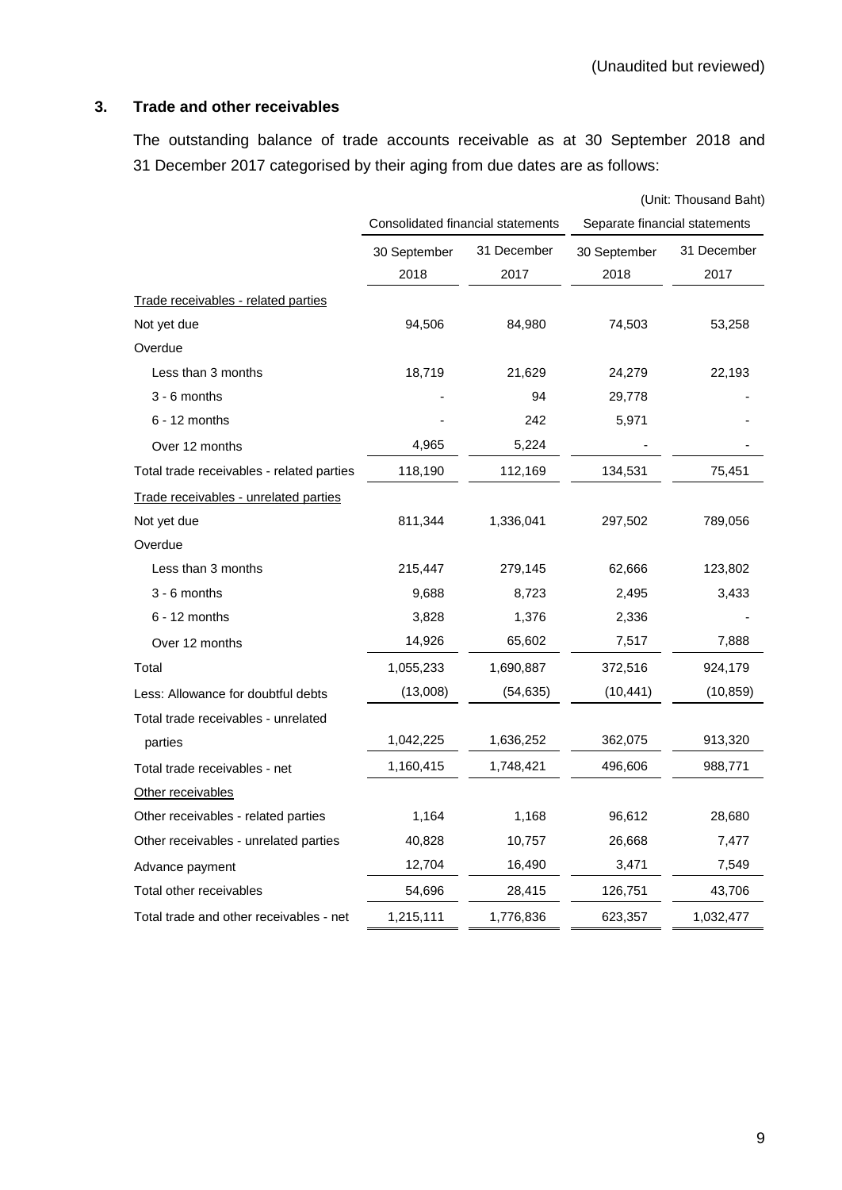(Unaudited but reviewed)

### 3. Trade and other receivables

The outstanding balance of trade accounts receivable as at 30 September 2018 and 31 December 2017 categorised by their aging from due dates are as follows:

(Unit: Thousand Baht)

| | Consolidated financial statements | | Separate financial statements | |
|---|---|---|---|---|
| | 30 September 2018 | 31 December 2017 | 30 September 2018 | 31 December 2017 |
| Trade receivables - related parties | | | | |
| Not yet due | 94,506 | 84,980 | 74,503 | 53,258 |
| Overdue | | | | |
| Less than 3 months | 18,719 | 21,629 | 24,279 | 22,193 |
| 3 - 6 months | - | 94 | 29,778 | - |
| 6 - 12 months | - | 242 | 5,971 | - |
| Over 12 months | 4,965 | 5,224 | - | - |
| Total trade receivables - related parties | 118,190 | 112,169 | 134,531 | 75,451 |
| Trade receivables - unrelated parties | | | | |
| Not yet due | 811,344 | 1,336,041 | 297,502 | 789,056 |
| Overdue | | | | |
| Less than 3 months | 215,447 | 279,145 | 62,666 | 123,802 |
| 3 - 6 months | 9,688 | 8,723 | 2,495 | 3,433 |
| 6 - 12 months | 3,828 | 1,376 | 2,336 | - |
| Over 12 months | 14,926 | 65,602 | 7,517 | 7,888 |
| Total | 1,055,233 | 1,690,887 | 372,516 | 924,179 |
| Less: Allowance for doubtful debts | (13,008) | (54,635) | (10,441) | (10,859) |
| Total trade receivables - unrelated parties | 1,042,225 | 1,636,252 | 362,075 | 913,320 |
| Total trade receivables - net | 1,160,415 | 1,748,421 | 496,606 | 988,771 |
| Other receivables | | | | |
| Other receivables - related parties | 1,164 | 1,168 | 96,612 | 28,680 |
| Other receivables - unrelated parties | 40,828 | 10,757 | 26,668 | 7,477 |
| Advance payment | 12,704 | 16,490 | 3,471 | 7,549 |
| Total other receivables | 54,696 | 28,415 | 126,751 | 43,706 |
| Total trade and other receivables - net | 1,215,111 | 1,776,836 | 623,357 | 1,032,477 |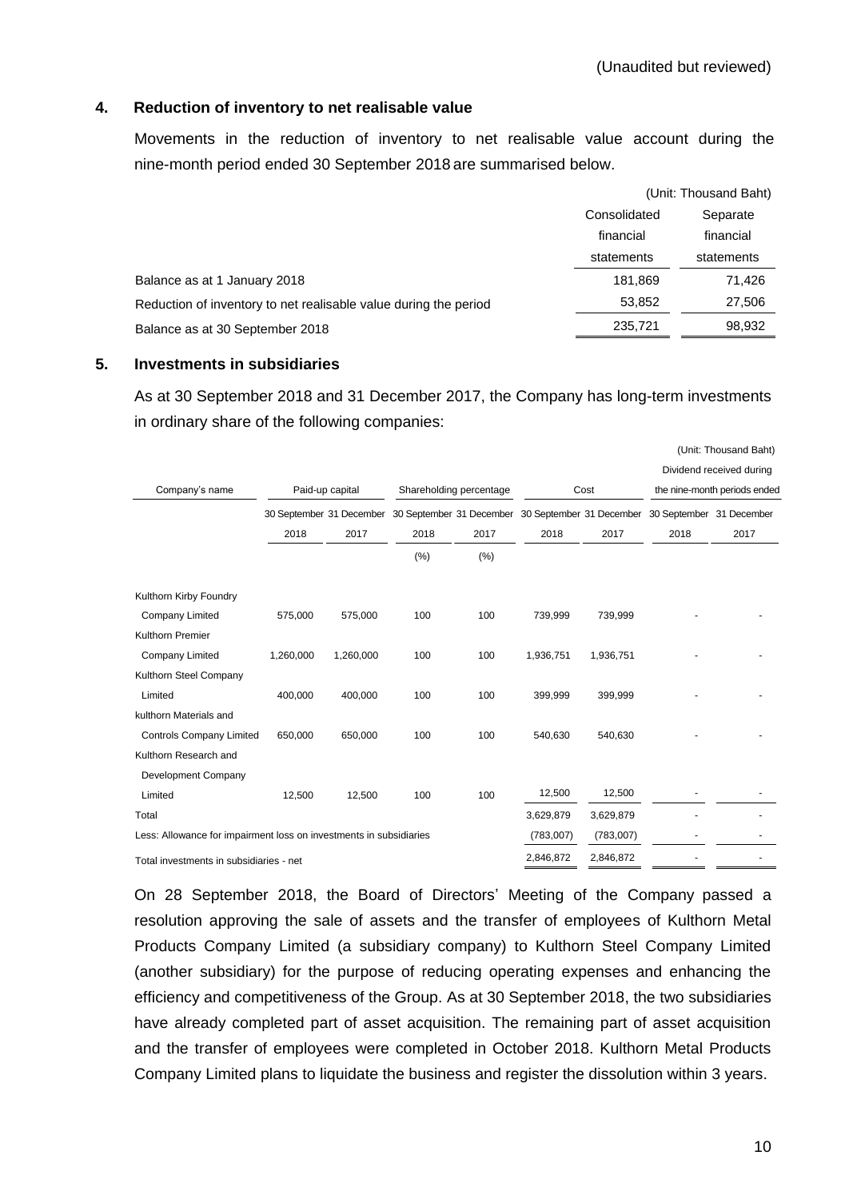(Unaudited but reviewed)

## 4. Reduction of inventory to net realisable value

Movements in the reduction of inventory to net realisable value account during the nine-month period ended 30 September 2018 are summarised below.

(Unit: Thousand Baht)

| | Consolidated financial statements | Separate financial statements |
|---|---|---|
| Balance as at 1 January 2018 | 181,869 | 71,426 |
| Reduction of inventory to net realisable value during the period | 53,852 | 27,506 |
| Balance as at 30 September 2018 | 235,721 | 98,932 |

## 5. Investments in subsidiaries

As at 30 September 2018 and 31 December 2017, the Company has long-term investments in ordinary share of the following companies:

(Unit: Thousand Baht)

| Company's name | Paid-up capital | | Shareholding percentage | | Cost | | Dividend received during the nine-month periods ended | |
|---|---|---|---|---|---|---|---|---|
| | 30 September 2018 | 31 December 2017 | 30 September 2018 | 31 December 2017 | 30 September 2018 | 31 December 2017 | 30 September 2018 | 31 December 2017 |
| | | | (%) | (%) | | | | |
| Kulthorn Kirby Foundry Company Limited | 575,000 | 575,000 | 100 | 100 | 739,999 | 739,999 | - | - |
| Kulthorn Premier Company Limited | 1,260,000 | 1,260,000 | 100 | 100 | 1,936,751 | 1,936,751 | - | - |
| Kulthorn Steel Company Limited | 400,000 | 400,000 | 100 | 100 | 399,999 | 399,999 | - | - |
| kulthorn Materials and Controls Company Limited | 650,000 | 650,000 | 100 | 100 | 540,630 | 540,630 | - | - |
| Kulthorn Research and Development Company Limited | 12,500 | 12,500 | 100 | 100 | 12,500 | 12,500 | - | - |
| Total | | | | | 3,629,879 | 3,629,879 | - | - |
| Less: Allowance for impairment loss on investments in subsidiaries | | | | | (783,007) | (783,007) | - | - |
| Total investments in subsidiaries - net | | | | | 2,846,872 | 2,846,872 | - | - |

On 28 September 2018, the Board of Directors' Meeting of the Company passed a resolution approving the sale of assets and the transfer of employees of Kulthorn Metal Products Company Limited (a subsidiary company) to Kulthorn Steel Company Limited (another subsidiary) for the purpose of reducing operating expenses and enhancing the efficiency and competitiveness of the Group. As at 30 September 2018, the two subsidiaries have already completed part of asset acquisition. The remaining part of asset acquisition and the transfer of employees were completed in October 2018. Kulthorn Metal Products Company Limited plans to liquidate the business and register the dissolution within 3 years.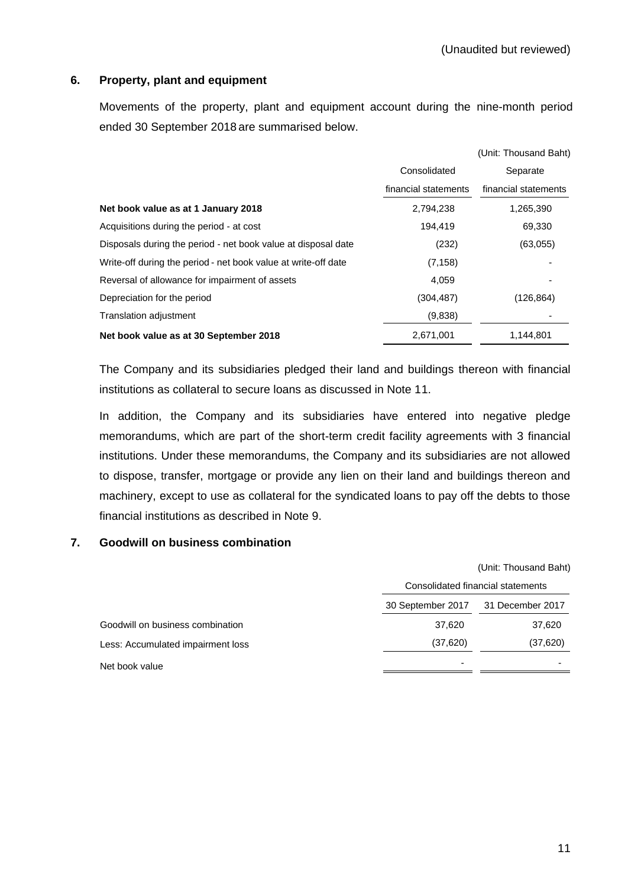(Unaudited but reviewed)

## 6. Property, plant and equipment

Movements of the property, plant and equipment account during the nine-month period ended 30 September 2018 are summarised below.

(Unit: Thousand Baht)

| | Consolidated financial statements | Separate financial statements |
|---|---|---|
| **Net book value as at 1 January 2018** | 2,794,238 | 1,265,390 |
| Acquisitions during the period - at cost | 194,419 | 69,330 |
| Disposals during the period - net book value at disposal date | (232) | (63,055) |
| Write-off during the period - net book value at write-off date | (7,158) | - |
| Reversal of allowance for impairment of assets | 4,059 | - |
| Depreciation for the period | (304,487) | (126,864) |
| Translation adjustment | (9,838) | - |
| **Net book value as at 30 September 2018** | 2,671,001 | 1,144,801 |

The Company and its subsidiaries pledged their land and buildings thereon with financial institutions as collateral to secure loans as discussed in Note 11.

In addition, the Company and its subsidiaries have entered into negative pledge memorandums, which are part of the short-term credit facility agreements with 3 financial institutions. Under these memorandums, the Company and its subsidiaries are not allowed to dispose, transfer, mortgage or provide any lien on their land and buildings thereon and machinery, except to use as collateral for the syndicated loans to pay off the debts to those financial institutions as described in Note 9.

## 7. Goodwill on business combination

(Unit: Thousand Baht)

| | Consolidated financial statements | |
|---|---|---|
| | 30 September 2017 | 31 December 2017 |
| Goodwill on business combination | 37,620 | 37,620 |
| Less: Accumulated impairment loss | (37,620) | (37,620) |
| Net book value | - | - |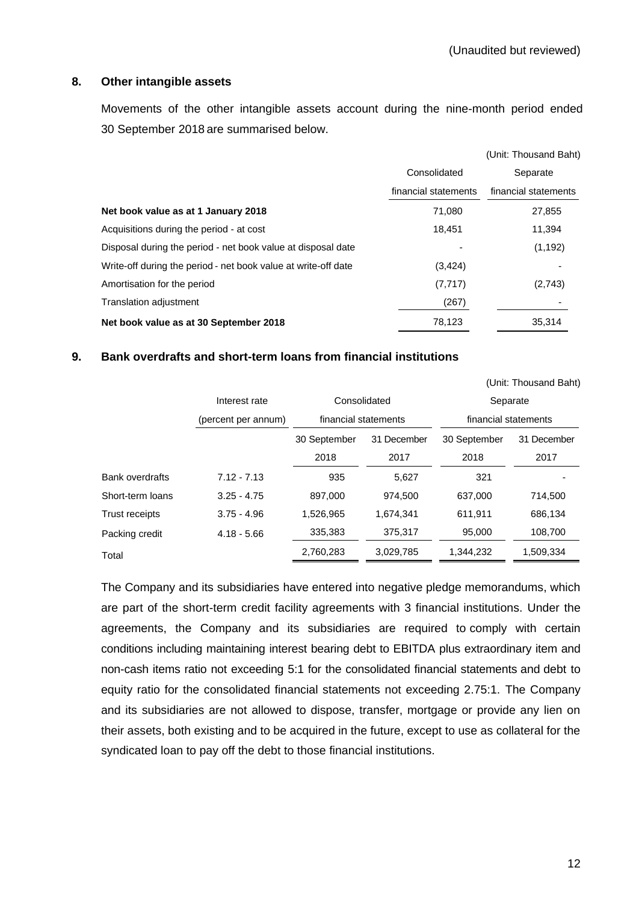(Unaudited but reviewed)

## 8. Other intangible assets

Movements of the other intangible assets account during the nine-month period ended 30 September 2018 are summarised below.

(Unit: Thousand Baht)

| | Consolidated financial statements | Separate financial statements |
|---|---|---|
| **Net book value as at 1 January 2018** | 71,080 | 27,855 |
| Acquisitions during the period - at cost | 18,451 | 11,394 |
| Disposal during the period - net book value at disposal date | - | (1,192) |
| Write-off during the period - net book value at write-off date | (3,424) | - |
| Amortisation for the period | (7,717) | (2,743) |
| Translation adjustment | (267) | - |
| **Net book value as at 30 September 2018** | 78,123 | 35,314 |

## 9. Bank overdrafts and short-term loans from financial institutions

(Unit: Thousand Baht)

| | Interest rate (percent per annum) | Consolidated financial statements | | Separate financial statements | |
|---|---|---|---|---|---|
| | | 30 September 2018 | 31 December 2017 | 30 September 2018 | 31 December 2017 |
| Bank overdrafts | 7.12 - 7.13 | 935 | 5,627 | 321 | - |
| Short-term loans | 3.25 - 4.75 | 897,000 | 974,500 | 637,000 | 714,500 |
| Trust receipts | 3.75 - 4.96 | 1,526,965 | 1,674,341 | 611,911 | 686,134 |
| Packing credit | 4.18 - 5.66 | 335,383 | 375,317 | 95,000 | 108,700 |
| Total | | 2,760,283 | 3,029,785 | 1,344,232 | 1,509,334 |

The Company and its subsidiaries have entered into negative pledge memorandums, which are part of the short-term credit facility agreements with 3 financial institutions. Under the agreements, the Company and its subsidiaries are required to comply with certain conditions including maintaining interest bearing debt to EBITDA plus extraordinary item and non-cash items ratio not exceeding 5:1 for the consolidated financial statements and debt to equity ratio for the consolidated financial statements not exceeding 2.75:1. The Company and its subsidiaries are not allowed to dispose, transfer, mortgage or provide any lien on their assets, both existing and to be acquired in the future, except to use as collateral for the syndicated loan to pay off the debt to those financial institutions.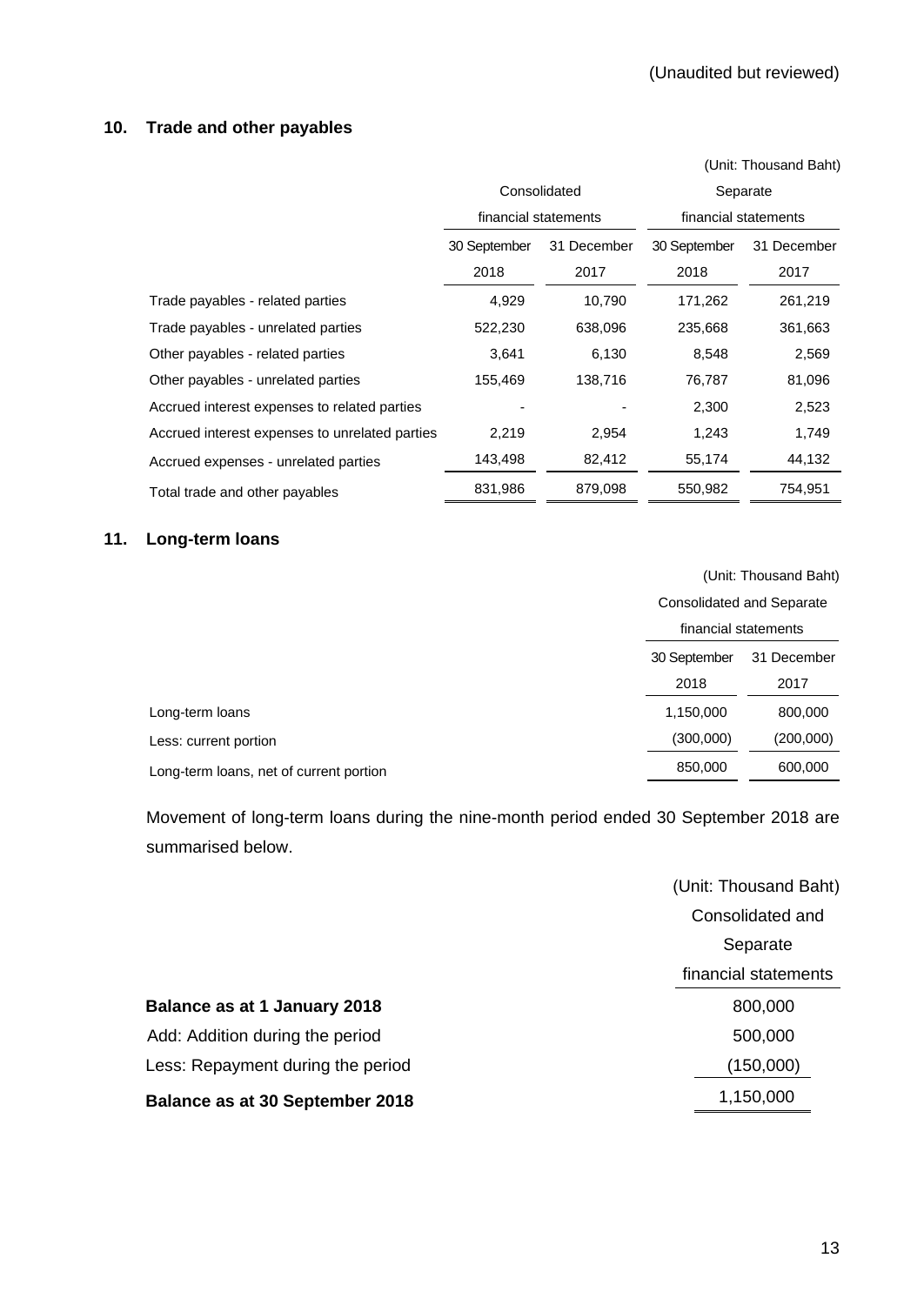(Unaudited but reviewed)

## 10. Trade and other payables

(Unit: Thousand Baht)

| | Consolidated financial statements | | Separate financial statements | |
|---|---|---|---|---|
| | 30 September 2018 | 31 December 2017 | 30 September 2018 | 31 December 2017 |
| Trade payables - related parties | 4,929 | 10,790 | 171,262 | 261,219 |
| Trade payables - unrelated parties | 522,230 | 638,096 | 235,668 | 361,663 |
| Other payables - related parties | 3,641 | 6,130 | 8,548 | 2,569 |
| Other payables - unrelated parties | 155,469 | 138,716 | 76,787 | 81,096 |
| Accrued interest expenses to related parties | - | - | 2,300 | 2,523 |
| Accrued interest expenses to unrelated parties | 2,219 | 2,954 | 1,243 | 1,749 |
| Accrued expenses - unrelated parties | 143,498 | 82,412 | 55,174 | 44,132 |
| Total trade and other payables | 831,986 | 879,098 | 550,982 | 754,951 |

## 11. Long-term loans

(Unit: Thousand Baht)

| | Consolidated and Separate financial statements | |
|---|---|---|
| | 30 September 2018 | 31 December 2017 |
| Long-term loans | 1,150,000 | 800,000 |
| Less: current portion | (300,000) | (200,000) |
| Long-term loans, net of current portion | 850,000 | 600,000 |

Movement of long-term loans during the nine-month period ended 30 September 2018 are summarised below.

(Unit: Thousand Baht)

| | Consolidated and Separate financial statements |
|---|---|
| **Balance as at 1 January 2018** | 800,000 |
| Add: Addition during the period | 500,000 |
| Less: Repayment during the period | (150,000) |
| **Balance as at 30 September 2018** | 1,150,000 |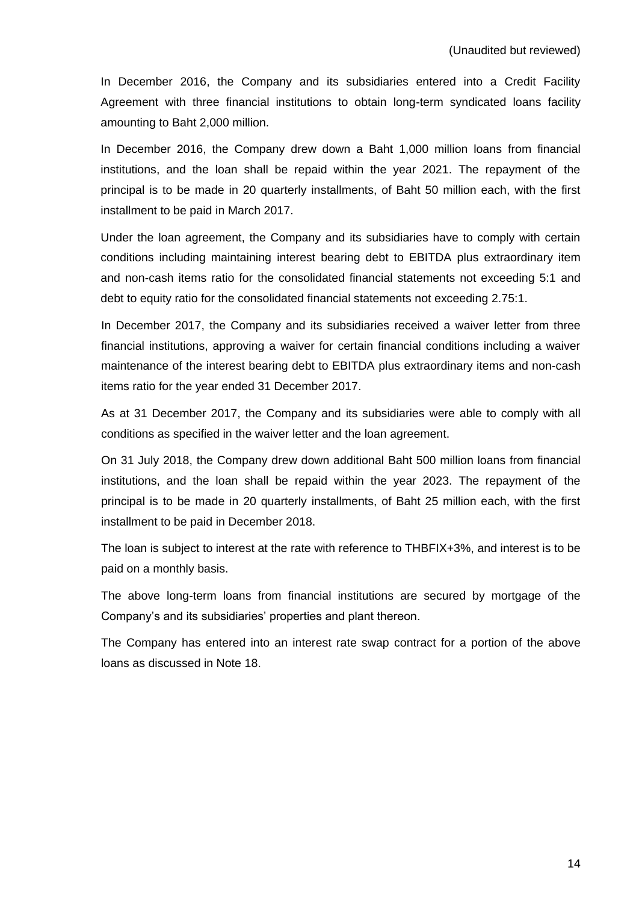In December 2016, the Company and its subsidiaries entered into a Credit Facility Agreement with three financial institutions to obtain long-term syndicated loans facility amounting to Baht 2,000 million.

In December 2016, the Company drew down a Baht 1,000 million loans from financial institutions, and the loan shall be repaid within the year 2021. The repayment of the principal is to be made in 20 quarterly installments, of Baht 50 million each, with the first installment to be paid in March 2017.

Under the loan agreement, the Company and its subsidiaries have to comply with certain conditions including maintaining interest bearing debt to EBITDA plus extraordinary item and non-cash items ratio for the consolidated financial statements not exceeding 5:1 and debt to equity ratio for the consolidated financial statements not exceeding 2.75:1.

In December 2017, the Company and its subsidiaries received a waiver letter from three financial institutions, approving a waiver for certain financial conditions including a waiver maintenance of the interest bearing debt to EBITDA plus extraordinary items and non-cash items ratio for the year ended 31 December 2017.

As at 31 December 2017, the Company and its subsidiaries were able to comply with all conditions as specified in the waiver letter and the loan agreement.

On 31 July 2018, the Company drew down additional Baht 500 million loans from financial institutions, and the loan shall be repaid within the year 2023. The repayment of the principal is to be made in 20 quarterly installments, of Baht 25 million each, with the first installment to be paid in December 2018.

The loan is subject to interest at the rate with reference to THBFIX+3%, and interest is to be paid on a monthly basis.

The above long-term loans from financial institutions are secured by mortgage of the Company's and its subsidiaries' properties and plant thereon.

The Company has entered into an interest rate swap contract for a portion of the above loans as discussed in Note 18.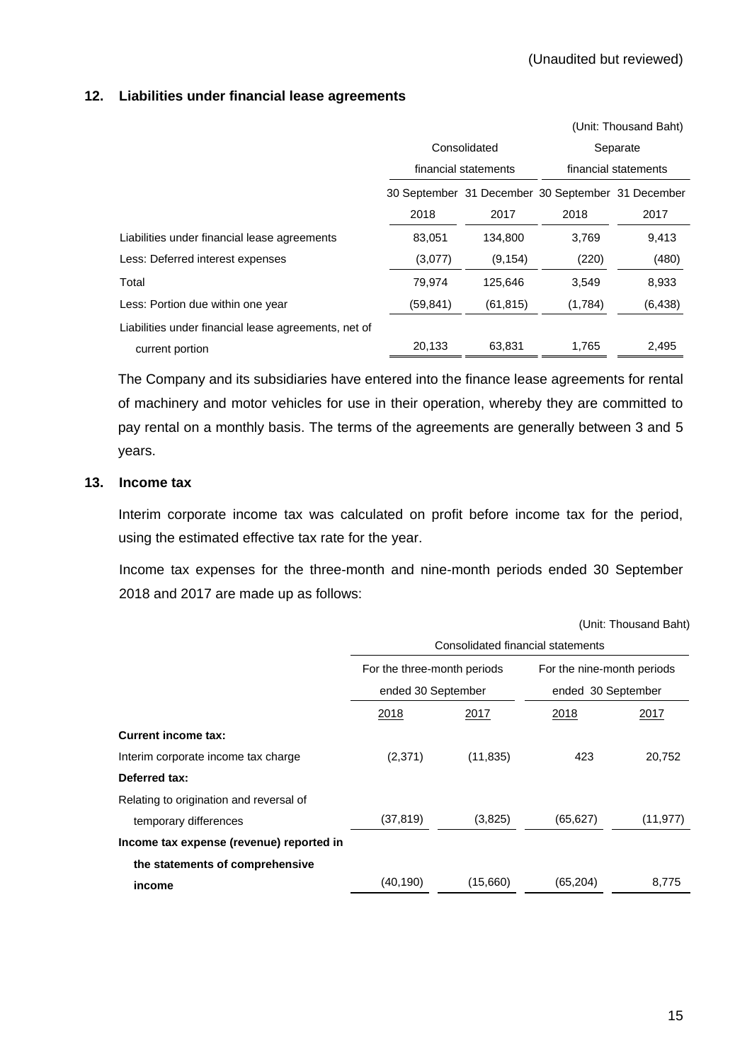(Unaudited but reviewed)

## 12. Liabilities under financial lease agreements

(Unit: Thousand Baht)

| | Consolidated financial statements | | Separate financial statements | |
|---|---|---|---|---|
| | 30 September 2018 | 31 December 2017 | 30 September 2018 | 31 December 2017 |
| Liabilities under financial lease agreements | 83,051 | 134,800 | 3,769 | 9,413 |
| Less: Deferred interest expenses | (3,077) | (9,154) | (220) | (480) |
| Total | 79,974 | 125,646 | 3,549 | 8,933 |
| Less: Portion due within one year | (59,841) | (61,815) | (1,784) | (6,438) |
| Liabilities under financial lease agreements, net of current portion | 20,133 | 63,831 | 1,765 | 2,495 |

The Company and its subsidiaries have entered into the finance lease agreements for rental of machinery and motor vehicles for use in their operation, whereby they are committed to pay rental on a monthly basis. The terms of the agreements are generally between 3 and 5 years.

## 13. Income tax

Interim corporate income tax was calculated on profit before income tax for the period, using the estimated effective tax rate for the year.

Income tax expenses for the three-month and nine-month periods ended 30 September 2018 and 2017 are made up as follows:

(Unit: Thousand Baht)

| | Consolidated financial statements | | | |
|---|---|---|---|---|
| | For the three-month periods ended 30 September | | For the nine-month periods ended 30 September | |
| | 2018 | 2017 | 2018 | 2017 |
| **Current income tax:** | | | | |
| Interim corporate income tax charge | (2,371) | (11,835) | 423 | 20,752 |
| **Deferred tax:** | | | | |
| Relating to origination and reversal of temporary differences | (37,819) | (3,825) | (65,627) | (11,977) |
| **Income tax expense (revenue) reported in the statements of comprehensive income** | (40,190) | (15,660) | (65,204) | 8,775 |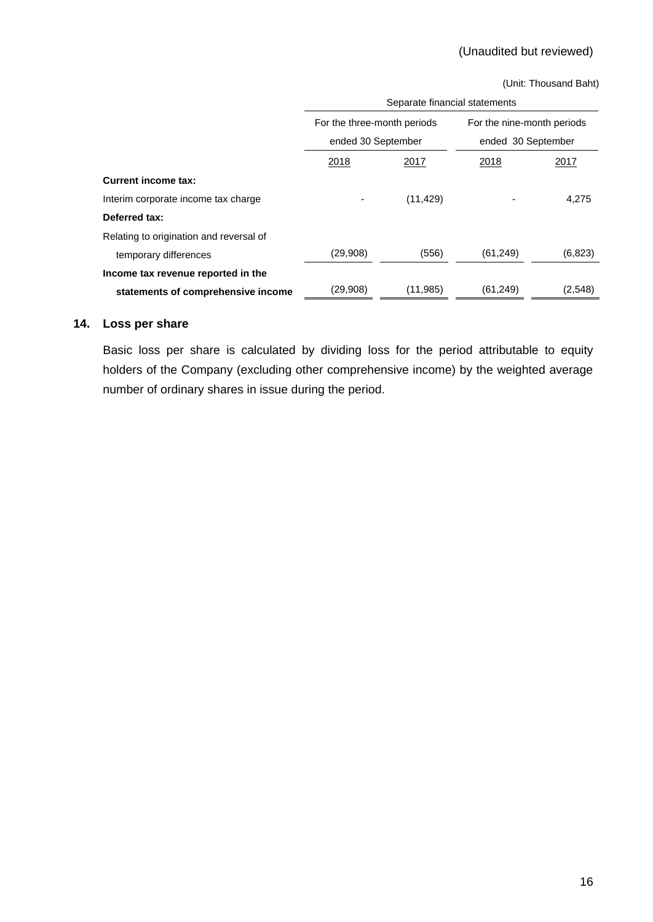(Unaudited but reviewed)

(Unit: Thousand Baht)

| | Separate financial statements | | | |
|---|---|---|---|---|
| | For the three-month periods ended 30 September | | For the nine-month periods ended 30 September | |
| | 2018 | 2017 | 2018 | 2017 |
| **Current income tax:** | | | | |
| Interim corporate income tax charge | - | (11,429) | - | 4,275 |
| **Deferred tax:** | | | | |
| Relating to origination and reversal of temporary differences | (29,908) | (556) | (61,249) | (6,823) |
| **Income tax revenue reported in the statements of comprehensive income** | (29,908) | (11,985) | (61,249) | (2,548) |

## 14. Loss per share

Basic loss per share is calculated by dividing loss for the period attributable to equity holders of the Company (excluding other comprehensive income) by the weighted average number of ordinary shares in issue during the period.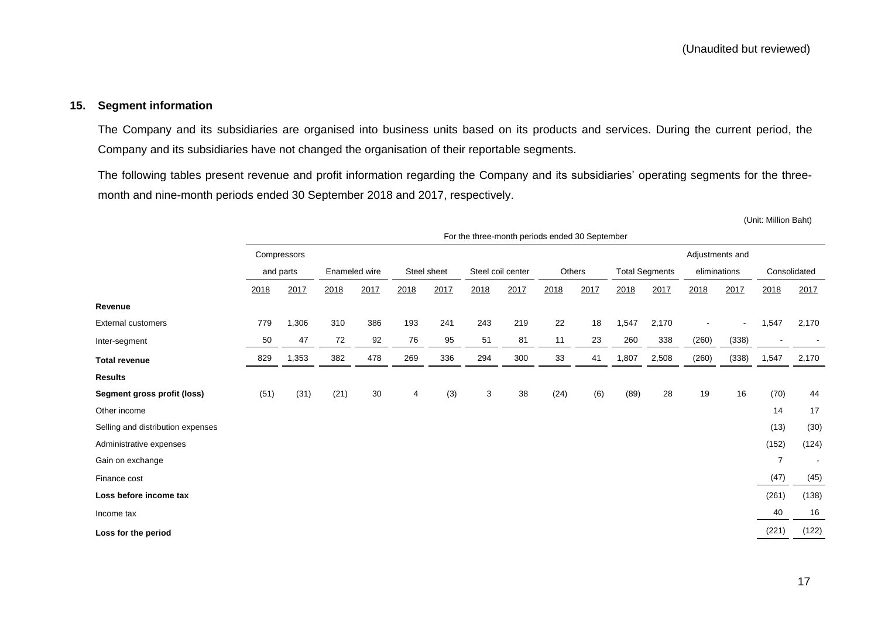(Unaudited but reviewed)

## 15. Segment information

The Company and its subsidiaries are organised into business units based on its products and services. During the current period, the Company and its subsidiaries have not changed the organisation of their reportable segments.

The following tables present revenue and profit information regarding the Company and its subsidiaries' operating segments for the three-month and nine-month periods ended 30 September 2018 and 2017, respectively.

(Unit: Million Baht)

| | For the three-month periods ended 30 September | | | | | | | | | | | | | | | |
|---|---|---|---|---|---|---|---|---|---|---|---|---|---|---|---|---|
| | Compressors and parts | | Enameled wire | | Steel sheet | | Steel coil center | | Others | | Total Segments | | Adjustments and eliminations | | Consolidated | |
| | 2018 | 2017 | 2018 | 2017 | 2018 | 2017 | 2018 | 2017 | 2018 | 2017 | 2018 | 2017 | 2018 | 2017 | 2018 | 2017 |
| **Revenue** | | | | | | | | | | | | | | | | |
| External customers | 779 | 1,306 | 310 | 386 | 193 | 241 | 243 | 219 | 22 | 18 | 1,547 | 2,170 | - | - | 1,547 | 2,170 |
| Inter-segment | 50 | 47 | 72 | 92 | 76 | 95 | 51 | 81 | 11 | 23 | 260 | 338 | (260) | (338) | - | - |
| **Total revenue** | 829 | 1,353 | 382 | 478 | 269 | 336 | 294 | 300 | 33 | 41 | 1,807 | 2,508 | (260) | (338) | 1,547 | 2,170 |
| **Results** | | | | | | | | | | | | | | | | |
| **Segment gross profit (loss)** | (51) | (31) | (21) | 30 | 4 | (3) | 3 | 38 | (24) | (6) | (89) | 28 | 19 | 16 | (70) | 44 |
| Other income | | | | | | | | | | | | | | | 14 | 17 |
| Selling and distribution expenses | | | | | | | | | | | | | | | (13) | (30) |
| Administrative expenses | | | | | | | | | | | | | | | (152) | (124) |
| Gain on exchange | | | | | | | | | | | | | | | 7 | - |
| Finance cost | | | | | | | | | | | | | | | (47) | (45) |
| **Loss before income tax** | | | | | | | | | | | | | | | (261) | (138) |
| Income tax | | | | | | | | | | | | | | | 40 | 16 |
| **Loss for the period** | | | | | | | | | | | | | | | (221) | (122) |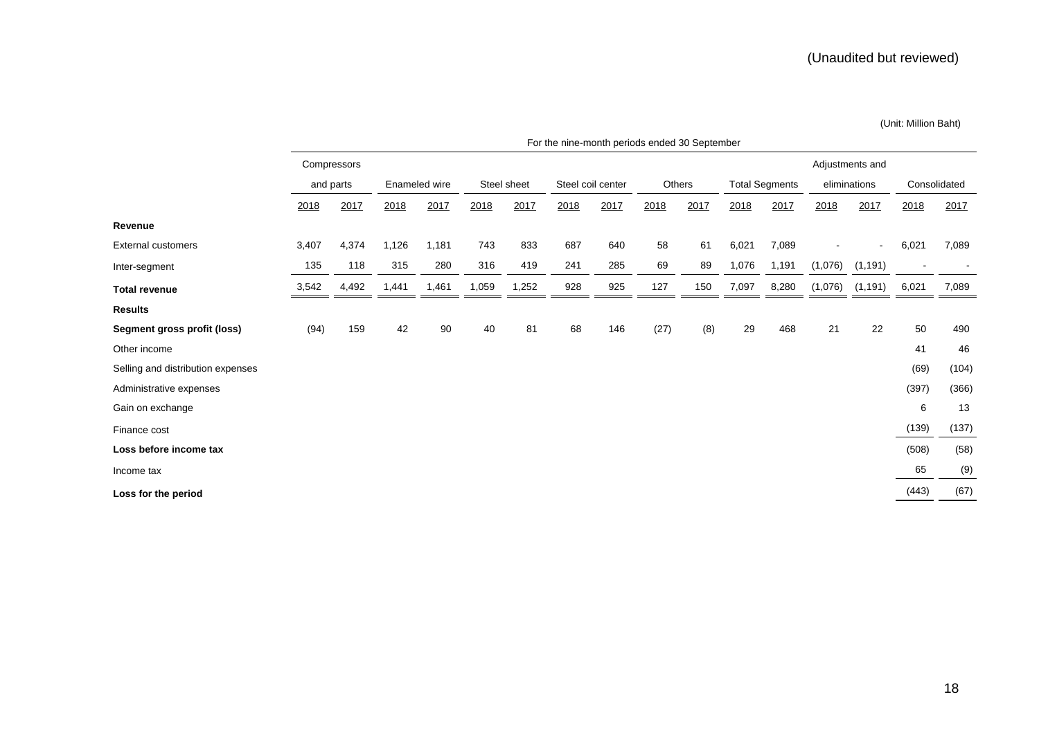(Unaudited but reviewed)

(Unit: Million Baht)

| | For the nine-month periods ended 30 September | | | | | | | | | | | | | | | |
|---|---|---|---|---|---|---|---|---|---|---|---|---|---|---|---|---|
| | Compressors and parts | | Enameled wire | | Steel sheet | | Steel coil center | | Others | | Total Segments | | Adjustments and eliminations | | Consolidated | |
| | 2018 | 2017 | 2018 | 2017 | 2018 | 2017 | 2018 | 2017 | 2018 | 2017 | 2018 | 2017 | 2018 | 2017 | 2018 | 2017 |
| **Revenue** | | | | | | | | | | | | | | | | |
| External customers | 3,407 | 4,374 | 1,126 | 1,181 | 743 | 833 | 687 | 640 | 58 | 61 | 6,021 | 7,089 | - | - | 6,021 | 7,089 |
| Inter-segment | 135 | 118 | 315 | 280 | 316 | 419 | 241 | 285 | 69 | 89 | 1,076 | 1,191 | (1,076) | (1,191) | - | - |
| **Total revenue** | 3,542 | 4,492 | 1,441 | 1,461 | 1,059 | 1,252 | 928 | 925 | 127 | 150 | 7,097 | 8,280 | (1,076) | (1,191) | 6,021 | 7,089 |
| **Results** | | | | | | | | | | | | | | | | |
| **Segment gross profit (loss)** | (94) | 159 | 42 | 90 | 40 | 81 | 68 | 146 | (27) | (8) | 29 | 468 | 21 | 22 | 50 | 490 |
| Other income | | | | | | | | | | | | | | | 41 | 46 |
| Selling and distribution expenses | | | | | | | | | | | | | | | (69) | (104) |
| Administrative expenses | | | | | | | | | | | | | | | (397) | (366) |
| Gain on exchange | | | | | | | | | | | | | | | 6 | 13 |
| Finance cost | | | | | | | | | | | | | | | (139) | (137) |
| **Loss before income tax** | | | | | | | | | | | | | | | (508) | (58) |
| Income tax | | | | | | | | | | | | | | | 65 | (9) |
| **Loss for the period** | | | | | | | | | | | | | | | (443) | (67) |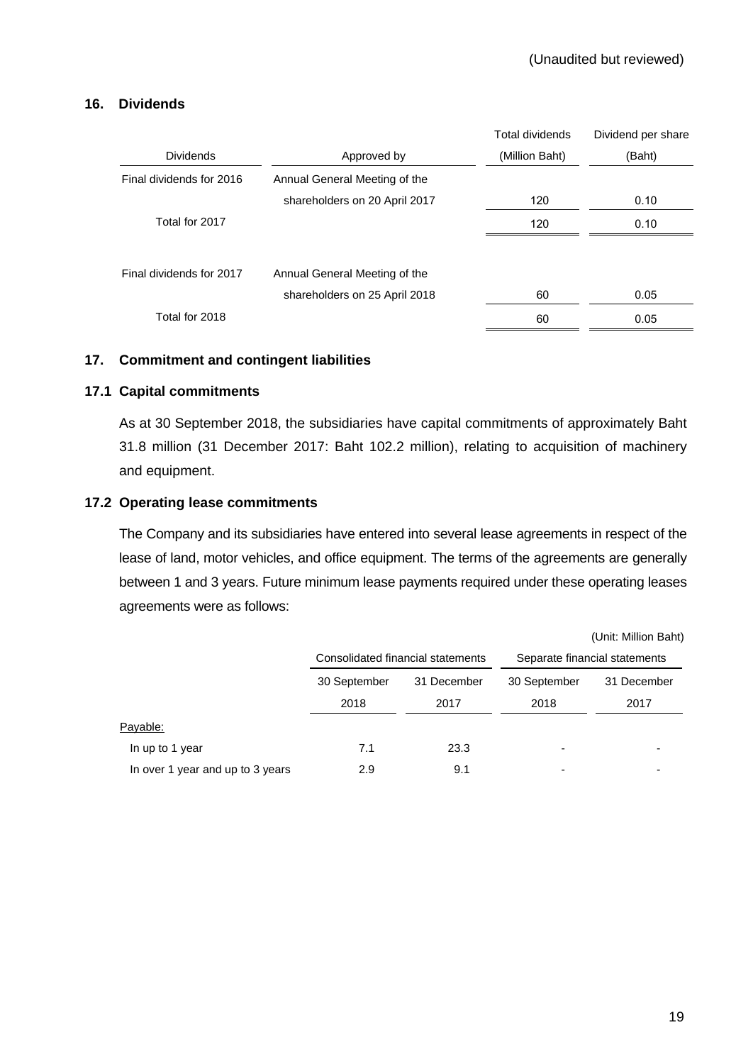(Unaudited but reviewed)

## 16. Dividends

| Dividends | Approved by | Total dividends (Million Baht) | Dividend per share (Baht) |
|---|---|---|---|
| Final dividends for 2016 | Annual General Meeting of the shareholders on 20 April 2017 | 120 | 0.10 |
| Total for 2017 | | 120 | 0.10 |
| Final dividends for 2017 | Annual General Meeting of the shareholders on 25 April 2018 | 60 | 0.05 |
| Total for 2018 | | 60 | 0.05 |

## 17. Commitment and contingent liabilities

### 17.1 Capital commitments

As at 30 September 2018, the subsidiaries have capital commitments of approximately Baht 31.8 million (31 December 2017: Baht 102.2 million), relating to acquisition of machinery and equipment.

### 17.2 Operating lease commitments

The Company and its subsidiaries have entered into several lease agreements in respect of the lease of land, motor vehicles, and office equipment. The terms of the agreements are generally between 1 and 3 years. Future minimum lease payments required under these operating leases agreements were as follows:

(Unit: Million Baht)

| | Consolidated financial statements | | Separate financial statements | |
|---|---|---|---|---|
| | 30 September 2018 | 31 December 2017 | 30 September 2018 | 31 December 2017 |
| Payable: | | | | |
| In up to 1 year | 7.1 | 23.3 | - | - |
| In over 1 year and up to 3 years | 2.9 | 9.1 | - | - |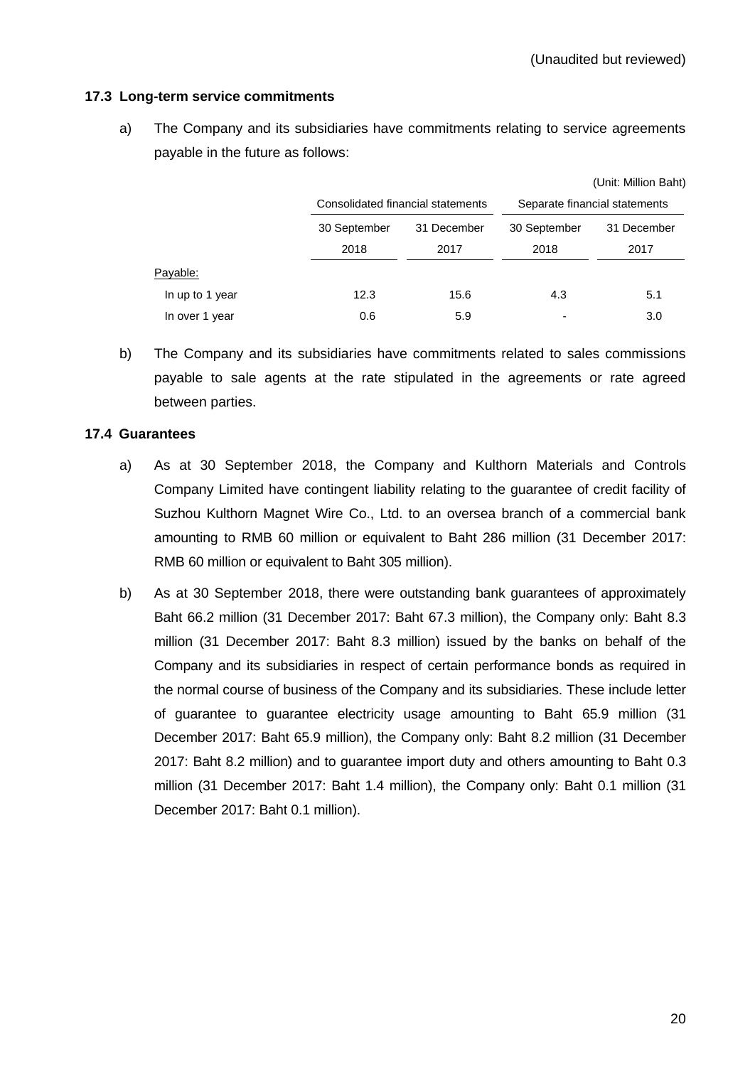(Unaudited but reviewed)

### 17.3 Long-term service commitments

a) The Company and its subsidiaries have commitments relating to service agreements payable in the future as follows:

(Unit: Million Baht)

| | Consolidated financial statements | | Separate financial statements | |
|---|---|---|---|---|
| | 30 September 2018 | 31 December 2017 | 30 September 2018 | 31 December 2017 |
| Payable: | | | | |
| In up to 1 year | 12.3 | 15.6 | 4.3 | 5.1 |
| In over 1 year | 0.6 | 5.9 | - | 3.0 |

b) The Company and its subsidiaries have commitments related to sales commissions payable to sale agents at the rate stipulated in the agreements or rate agreed between parties.

### 17.4 Guarantees

a) As at 30 September 2018, the Company and Kulthorn Materials and Controls Company Limited have contingent liability relating to the guarantee of credit facility of Suzhou Kulthorn Magnet Wire Co., Ltd. to an oversea branch of a commercial bank amounting to RMB 60 million or equivalent to Baht 286 million (31 December 2017: RMB 60 million or equivalent to Baht 305 million).

b) As at 30 September 2018, there were outstanding bank guarantees of approximately Baht 66.2 million (31 December 2017: Baht 67.3 million), the Company only: Baht 8.3 million (31 December 2017: Baht 8.3 million) issued by the banks on behalf of the Company and its subsidiaries in respect of certain performance bonds as required in the normal course of business of the Company and its subsidiaries. These include letter of guarantee to guarantee electricity usage amounting to Baht 65.9 million (31 December 2017: Baht 65.9 million), the Company only: Baht 8.2 million (31 December 2017: Baht 8.2 million) and to guarantee import duty and others amounting to Baht 0.3 million (31 December 2017: Baht 1.4 million), the Company only: Baht 0.1 million (31 December 2017: Baht 0.1 million).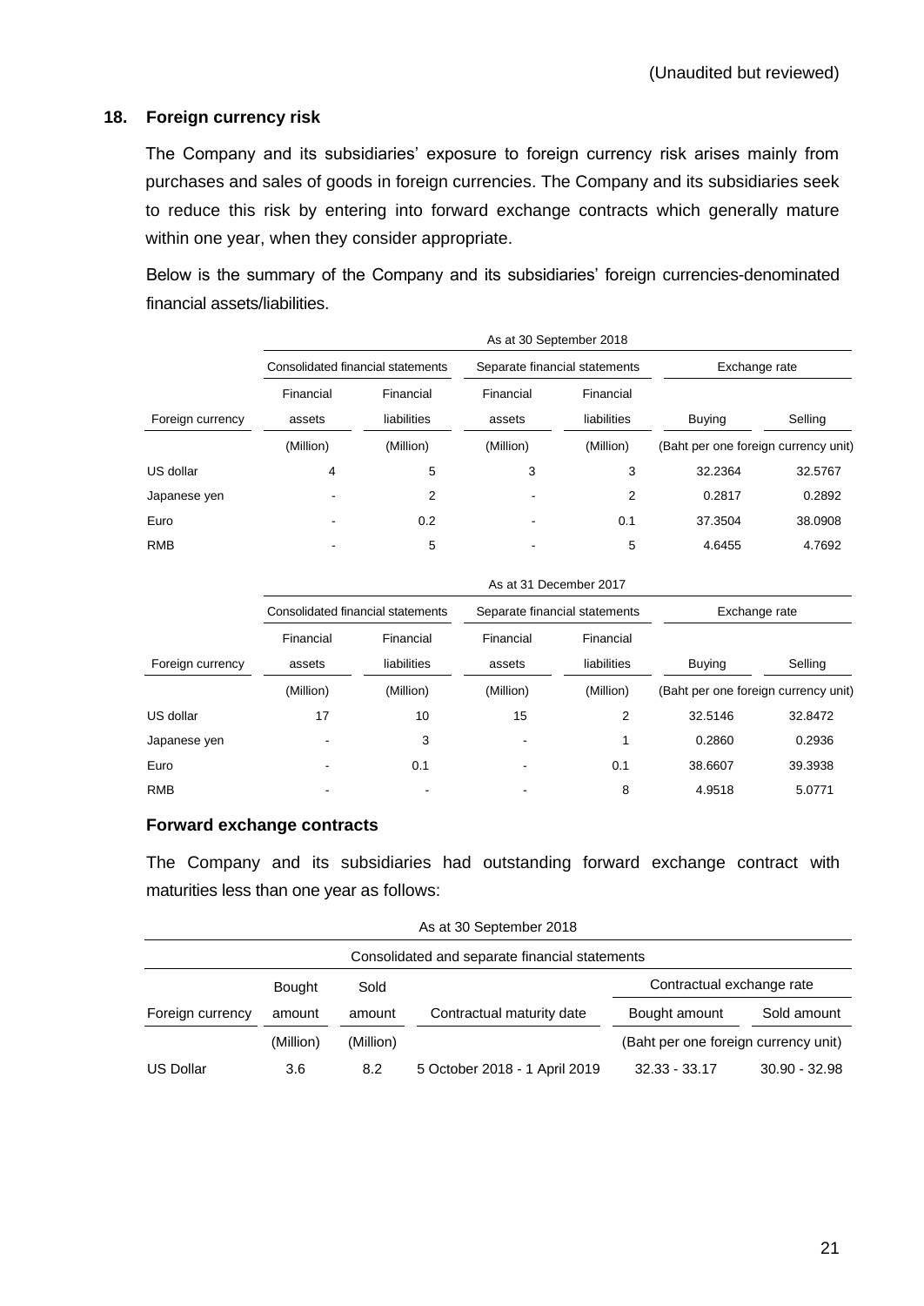(Unaudited but reviewed)

## 18. Foreign currency risk

The Company and its subsidiaries' exposure to foreign currency risk arises mainly from purchases and sales of goods in foreign currencies. The Company and its subsidiaries seek to reduce this risk by entering into forward exchange contracts which generally mature within one year, when they consider appropriate.

Below is the summary of the Company and its subsidiaries' foreign currencies-denominated financial assets/liabilities.

| | As at 30 September 2018 | | | | | |
|---|---|---|---|---|---|---|
| | Consolidated financial statements | | Separate financial statements | | Exchange rate | |
| Foreign currency | Financial assets | Financial liabilities | Financial assets | Financial liabilities | Buying | Selling |
| | (Million) | (Million) | (Million) | (Million) | (Baht per one foreign currency unit) | |
| US dollar | 4 | 5 | 3 | 3 | 32.2364 | 32.5767 |
| Japanese yen | - | 2 | - | 2 | 0.2817 | 0.2892 |
| Euro | - | 0.2 | - | 0.1 | 37.3504 | 38.0908 |
| RMB | - | 5 | - | 5 | 4.6455 | 4.7692 |

| | As at 31 December 2017 | | | | | |
|---|---|---|---|---|---|---|
| | Consolidated financial statements | | Separate financial statements | | Exchange rate | |
| Foreign currency | Financial assets | Financial liabilities | Financial assets | Financial liabilities | Buying | Selling |
| | (Million) | (Million) | (Million) | (Million) | (Baht per one foreign currency unit) | |
| US dollar | 17 | 10 | 15 | 2 | 32.5146 | 32.8472 |
| Japanese yen | - | 3 | - | 1 | 0.2860 | 0.2936 |
| Euro | - | 0.1 | - | 0.1 | 38.6607 | 39.3938 |
| RMB | - | - | - | 8 | 4.9518 | 5.0771 |

### Forward exchange contracts

The Company and its subsidiaries had outstanding forward exchange contract with maturities less than one year as follows:

| | As at 30 September 2018 | | | | |
|---|---|---|---|---|---|
| | Consolidated and separate financial statements | | | | |
| | Bought | Sold | | Contractual exchange rate | |
| Foreign currency | amount | amount | Contractual maturity date | Bought amount | Sold amount |
| | (Million) | (Million) | | (Baht per one foreign currency unit) | |
| US Dollar | 3.6 | 8.2 | 5 October 2018 - 1 April 2019 | 32.33 - 33.17 | 30.90 - 32.98 |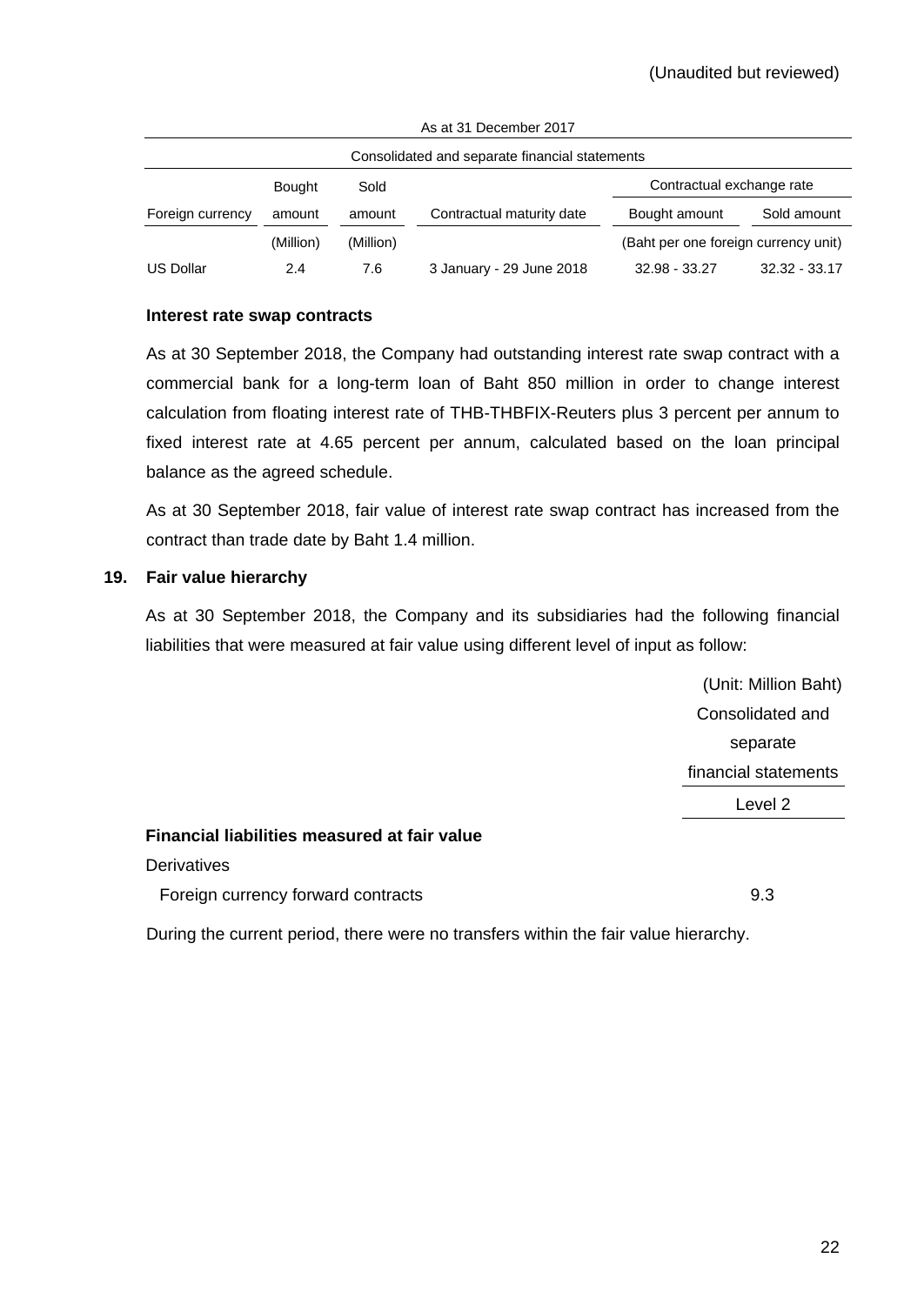(Unaudited but reviewed)

| As at 31 December 2017 | | | | | |
|---|---|---|---|---|---|
| Consolidated and separate financial statements | | | | | |
| | Bought | Sold | | Contractual exchange rate | |
| Foreign currency | amount | amount | Contractual maturity date | Bought amount | Sold amount |
| | (Million) | (Million) | | (Baht per one foreign currency unit) | |
| US Dollar | 2.4 | 7.6 | 3 January - 29 June 2018 | 32.98 - 33.27 | 32.32 - 33.17 |

**Interest rate swap contracts**

As at 30 September 2018, the Company had outstanding interest rate swap contract with a commercial bank for a long-term loan of Baht 850 million in order to change interest calculation from floating interest rate of THB-THBFIX-Reuters plus 3 percent per annum to fixed interest rate at 4.65 percent per annum, calculated based on the loan principal balance as the agreed schedule.

As at 30 September 2018, fair value of interest rate swap contract has increased from the contract than trade date by Baht 1.4 million.

## 19. Fair value hierarchy

As at 30 September 2018, the Company and its subsidiaries had the following financial liabilities that were measured at fair value using different level of input as follow:

| | (Unit: Million Baht) |
|---|---|
| | Consolidated and separate financial statements |
| | Level 2 |
| **Financial liabilities measured at fair value** | |
| Derivatives | |
| Foreign currency forward contracts | 9.3 |

During the current period, there were no transfers within the fair value hierarchy.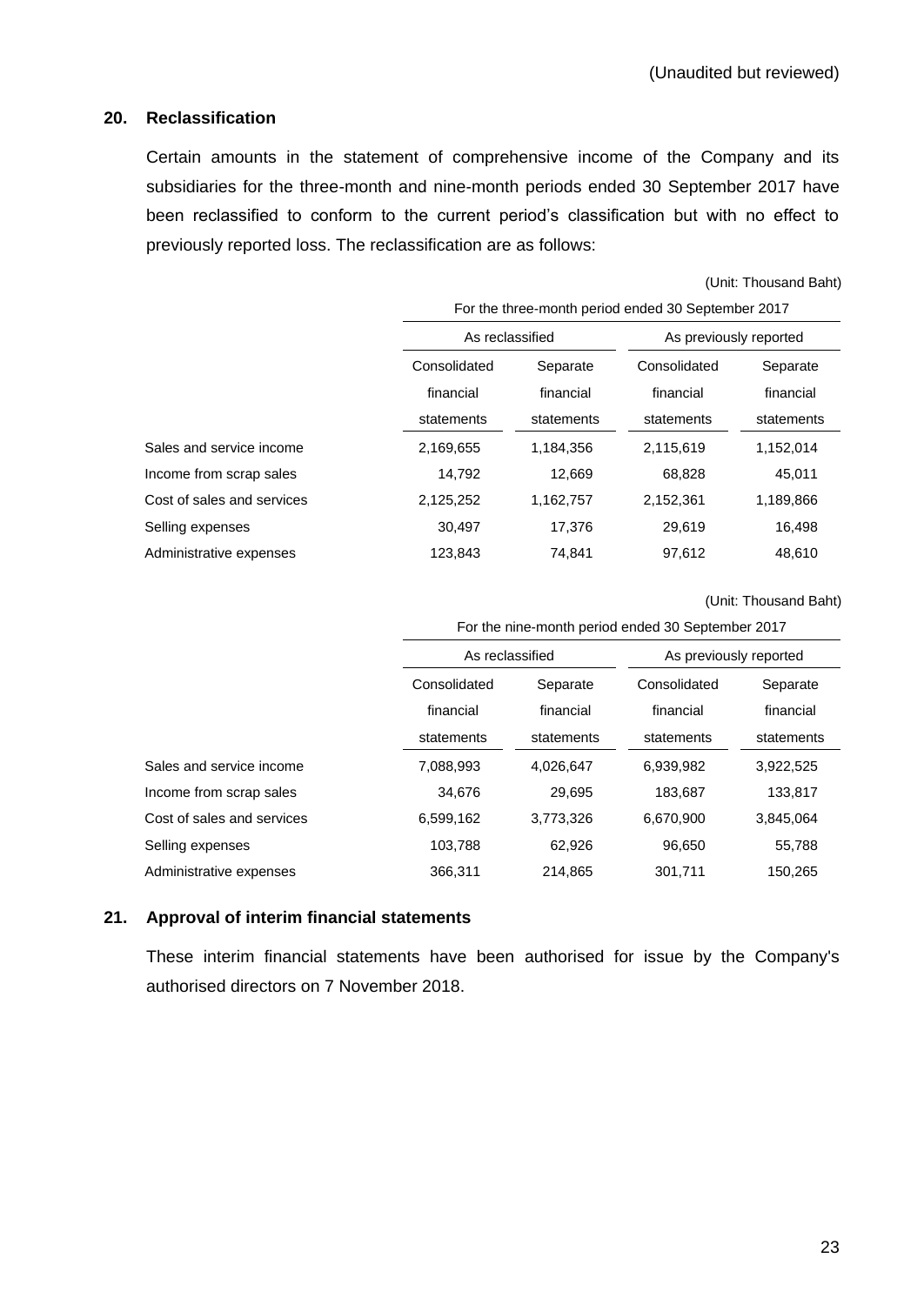(Unaudited but reviewed)

## 20. Reclassification

Certain amounts in the statement of comprehensive income of the Company and its subsidiaries for the three-month and nine-month periods ended 30 September 2017 have been reclassified to conform to the current period's classification but with no effect to previously reported loss. The reclassification are as follows:

(Unit: Thousand Baht)

| | For the three-month period ended 30 September 2017 | | | |
|---|---|---|---|---|
| | As reclassified | | As previously reported | |
| | Consolidated financial statements | Separate financial statements | Consolidated financial statements | Separate financial statements |
| Sales and service income | 2,169,655 | 1,184,356 | 2,115,619 | 1,152,014 |
| Income from scrap sales | 14,792 | 12,669 | 68,828 | 45,011 |
| Cost of sales and services | 2,125,252 | 1,162,757 | 2,152,361 | 1,189,866 |
| Selling expenses | 30,497 | 17,376 | 29,619 | 16,498 |
| Administrative expenses | 123,843 | 74,841 | 97,612 | 48,610 |

(Unit: Thousand Baht)

| | For the nine-month period ended 30 September 2017 | | | |
|---|---|---|---|---|
| | As reclassified | | As previously reported | |
| | Consolidated financial statements | Separate financial statements | Consolidated financial statements | Separate financial statements |
| Sales and service income | 7,088,993 | 4,026,647 | 6,939,982 | 3,922,525 |
| Income from scrap sales | 34,676 | 29,695 | 183,687 | 133,817 |
| Cost of sales and services | 6,599,162 | 3,773,326 | 6,670,900 | 3,845,064 |
| Selling expenses | 103,788 | 62,926 | 96,650 | 55,788 |
| Administrative expenses | 366,311 | 214,865 | 301,711 | 150,265 |

## 21. Approval of interim financial statements

These interim financial statements have been authorised for issue by the Company's authorised directors on 7 November 2018.